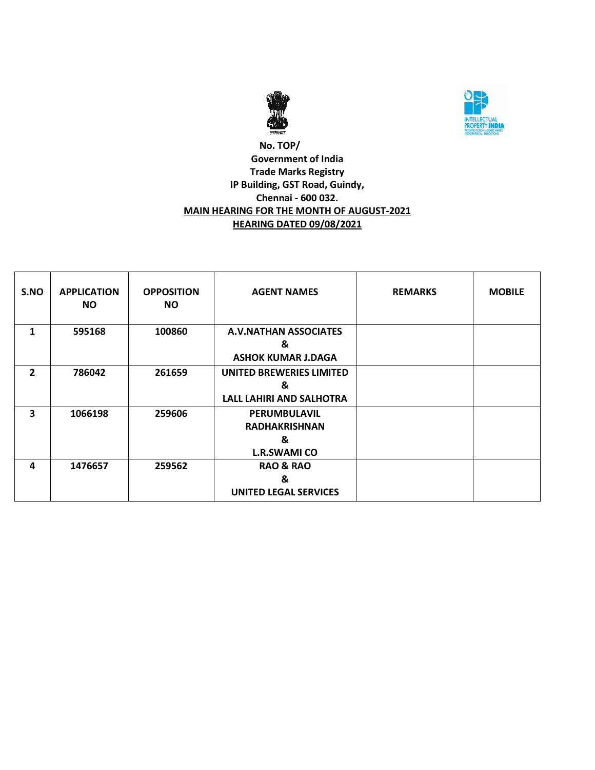No. TOP/

Government of India

Trade Marks Registry

IP Building, GST Road, Guindy,

Chennai - 600 032.

**MAIN HEARING FOR THE MONTH OF AUGUST-2021**

**HEARING DATED 09/08/2021**

| S.NO | APPLICATION NO | OPPOSITION NO | AGENT NAMES | REMARKS | MOBILE |
|---|---|---|---|---|---|
| 1 | 595168 | 100860 | A.V.NATHAN ASSOCIATES & ASHOK KUMAR J.DAGA | | |
| 2 | 786042 | 261659 | UNITED BREWERIES LIMITED & LALL LAHIRI AND SALHOTRA | | |
| 3 | 1066198 | 259606 | PERUMBULAVIL RADHAKRISHNAN & L.R.SWAMI CO | | |
| 4 | 1476657 | 259562 | RAO & RAO & UNITED LEGAL SERVICES | | |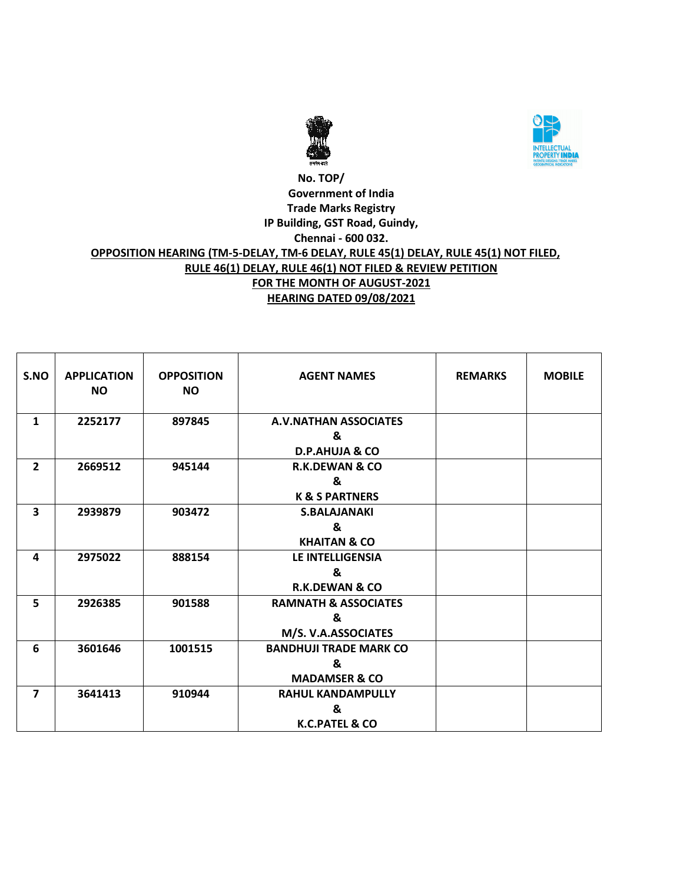**No. TOP/**

**Government of India**

**Trade Marks Registry**

**IP Building, GST Road, Guindy,**

**Chennai - 600 032.**

**OPPOSITION HEARING (TM-5-DELAY, TM-6 DELAY, RULE 45(1) DELAY, RULE 45(1) NOT FILED, RULE 46(1) DELAY, RULE 46(1) NOT FILED & REVIEW PETITION**

**FOR THE MONTH OF AUGUST-2021**

**HEARING DATED 09/08/2021**

| S.NO | APPLICATION NO | OPPOSITION NO | AGENT NAMES | REMARKS | MOBILE |
|---|---|---|---|---|---|
| 1 | 2252177 | 897845 | A.V.NATHAN ASSOCIATES & D.P.AHUJA & CO | | |
| 2 | 2669512 | 945144 | R.K.DEWAN & CO & K & S PARTNERS | | |
| 3 | 2939879 | 903472 | S.BALAJANAKI & KHAITAN & CO | | |
| 4 | 2975022 | 888154 | LE INTELLIGENSIA & R.K.DEWAN & CO | | |
| 5 | 2926385 | 901588 | RAMNATH & ASSOCIATES & M/S. V.A.ASSOCIATES | | |
| 6 | 3601646 | 1001515 | BANDHUJI TRADE MARK CO & MADAMSER & CO | | |
| 7 | 3641413 | 910944 | RAHUL KANDAMPULLY & K.C.PATEL & CO | | |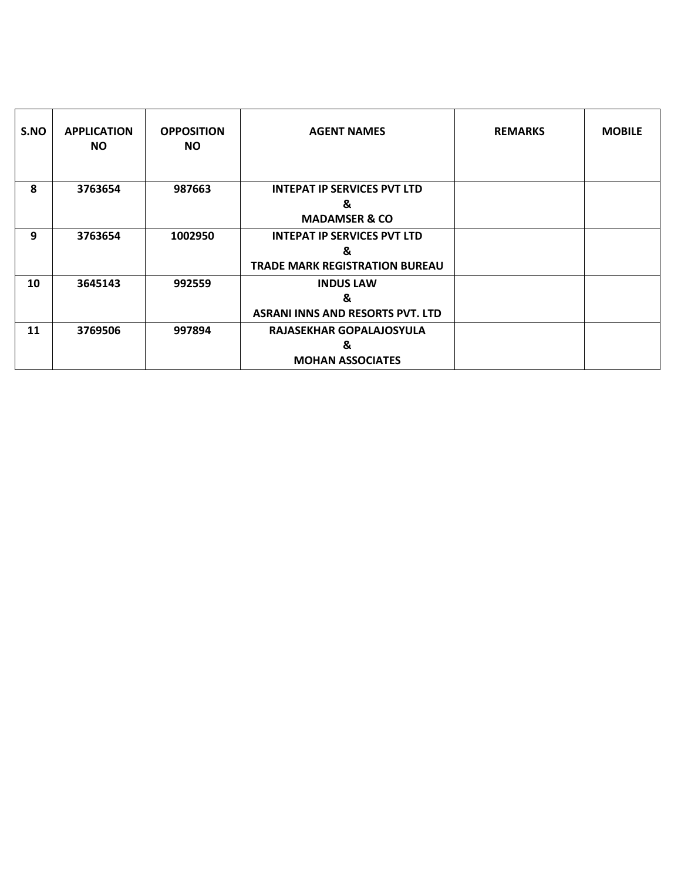| S.NO | APPLICATION NO | OPPOSITION NO | AGENT NAMES | REMARKS | MOBILE |
|---|---|---|---|---|---|
| 8 | 3763654 | 987663 | INTEPAT IP SERVICES PVT LTD & MADAMSER & CO | | |
| 9 | 3763654 | 1002950 | INTEPAT IP SERVICES PVT LTD & TRADE MARK REGISTRATION BUREAU | | |
| 10 | 3645143 | 992559 | INDUS LAW & ASRANI INNS AND RESORTS PVT. LTD | | |
| 11 | 3769506 | 997894 | RAJASEKHAR GOPALAJOSYULA & MOHAN ASSOCIATES | | |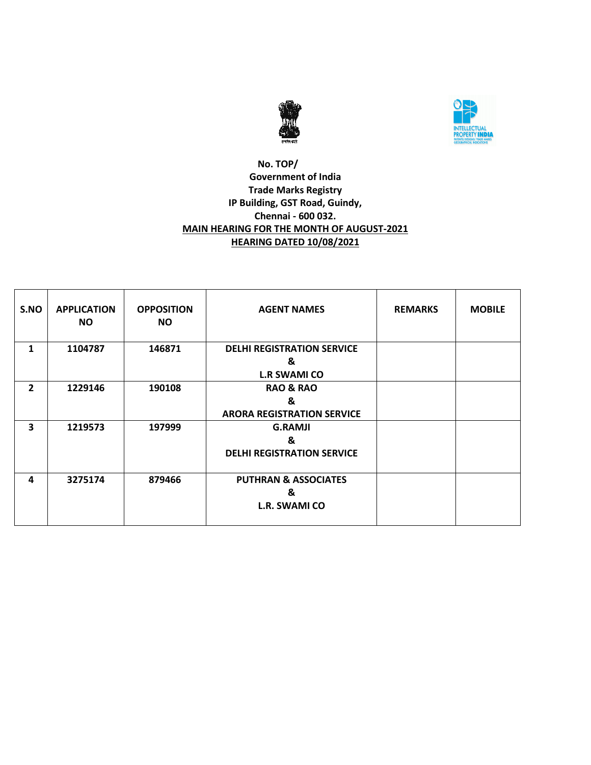No. TOP/

Government of India

Trade Marks Registry

IP Building, GST Road, Guindy,

Chennai - 600 032.

**MAIN HEARING FOR THE MONTH OF AUGUST-2021**

**HEARING DATED 10/08/2021**

| S.NO | APPLICATION NO | OPPOSITION NO | AGENT NAMES | REMARKS | MOBILE |
|---|---|---|---|---|---|
| 1 | 1104787 | 146871 | DELHI REGISTRATION SERVICE & L.R SWAMI CO | | |
| 2 | 1229146 | 190108 | RAO & RAO & ARORA REGISTRATION SERVICE | | |
| 3 | 1219573 | 197999 | G.RAMJI & DELHI REGISTRATION SERVICE | | |
| 4 | 3275174 | 879466 | PUTHRAN & ASSOCIATES & L.R. SWAMI CO | | |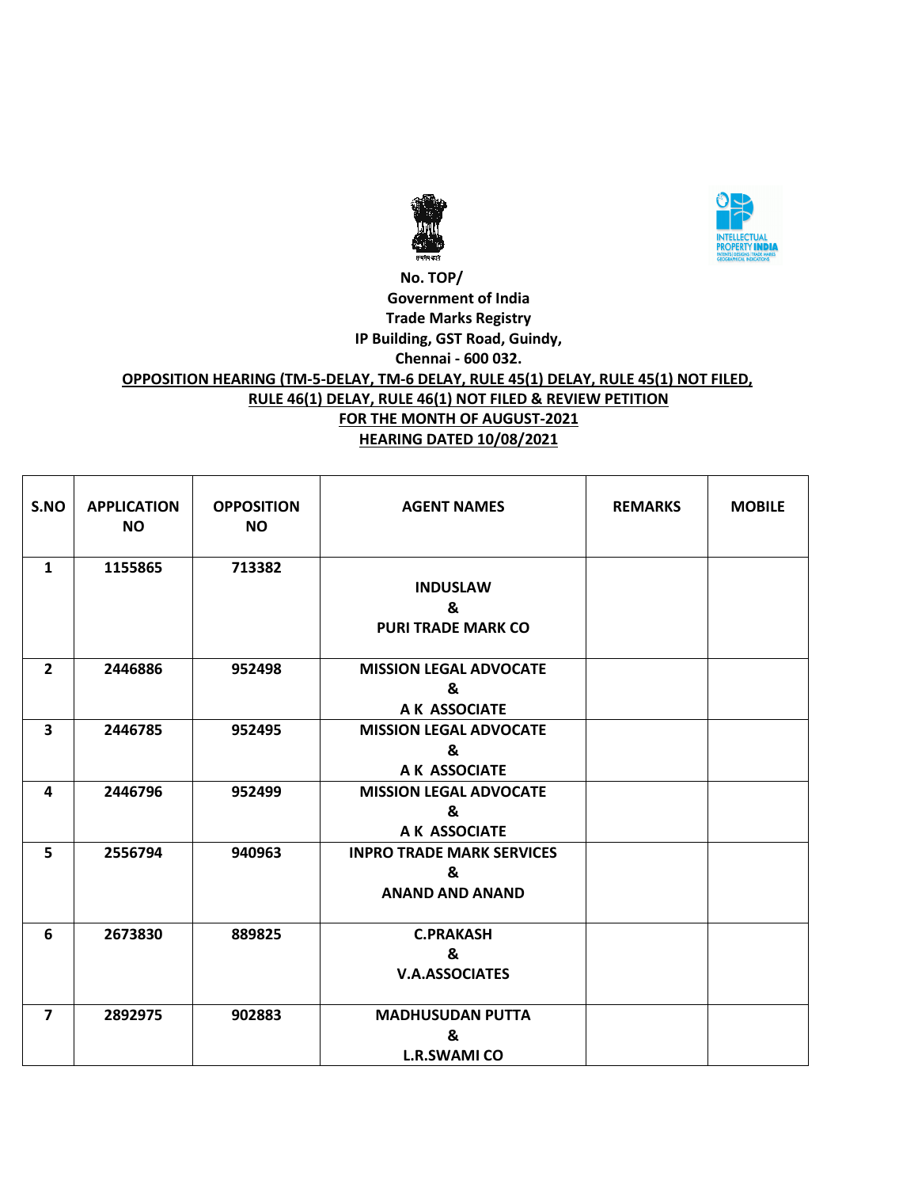No. TOP/
Government of India
Trade Marks Registry
IP Building, GST Road, Guindy,
Chennai - 600 032.

**OPPOSITION HEARING (TM-5-DELAY, TM-6 DELAY, RULE 45(1) DELAY, RULE 45(1) NOT FILED, RULE 46(1) DELAY, RULE 46(1) NOT FILED & REVIEW PETITION**
**FOR THE MONTH OF AUGUST-2021**
**HEARING DATED 10/08/2021**

| S.NO | APPLICATION NO | OPPOSITION NO | AGENT NAMES | REMARKS | MOBILE |
|---|---|---|---|---|---|
| 1 | 1155865 | 713382 | INDUSLAW & PURI TRADE MARK CO | | |
| 2 | 2446886 | 952498 | MISSION LEGAL ADVOCATE & A K ASSOCIATE | | |
| 3 | 2446785 | 952495 | MISSION LEGAL ADVOCATE & A K ASSOCIATE | | |
| 4 | 2446796 | 952499 | MISSION LEGAL ADVOCATE & A K ASSOCIATE | | |
| 5 | 2556794 | 940963 | INPRO TRADE MARK SERVICES & ANAND AND ANAND | | |
| 6 | 2673830 | 889825 | C.PRAKASH & V.A.ASSOCIATES | | |
| 7 | 2892975 | 902883 | MADHUSUDAN PUTTA & L.R.SWAMI CO | | |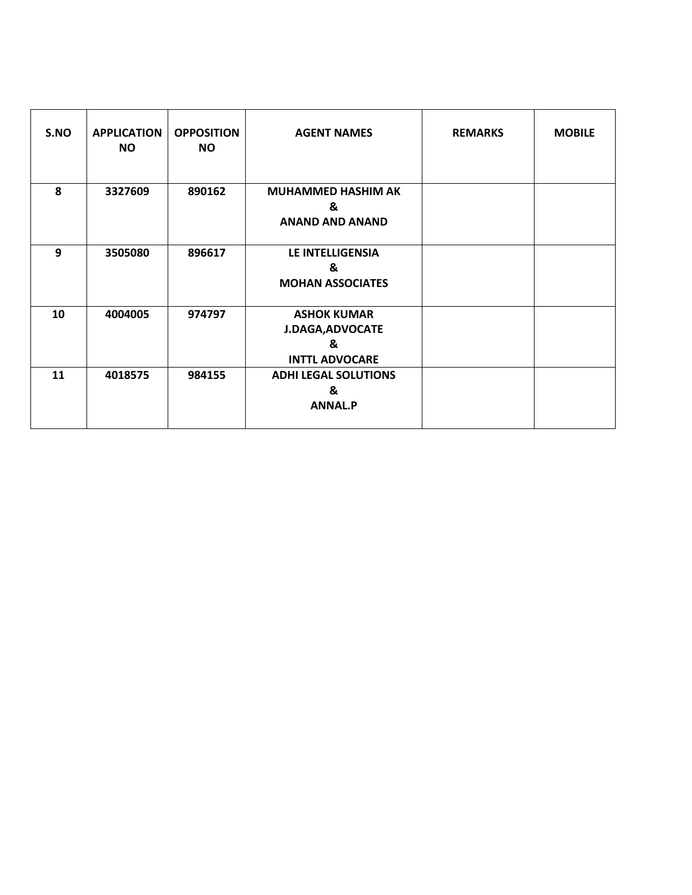| S.NO | APPLICATION NO | OPPOSITION NO | AGENT NAMES | REMARKS | MOBILE |
|---|---|---|---|---|---|
| 8 | 3327609 | 890162 | MUHAMMED HASHIM AK & ANAND AND ANAND | | |
| 9 | 3505080 | 896617 | LE INTELLIGENSIA & MOHAN ASSOCIATES | | |
| 10 | 4004005 | 974797 | ASHOK KUMAR J.DAGA,ADVOCATE & INTTL ADVOCARE | | |
| 11 | 4018575 | 984155 | ADHI LEGAL SOLUTIONS & ANNAL.P | | |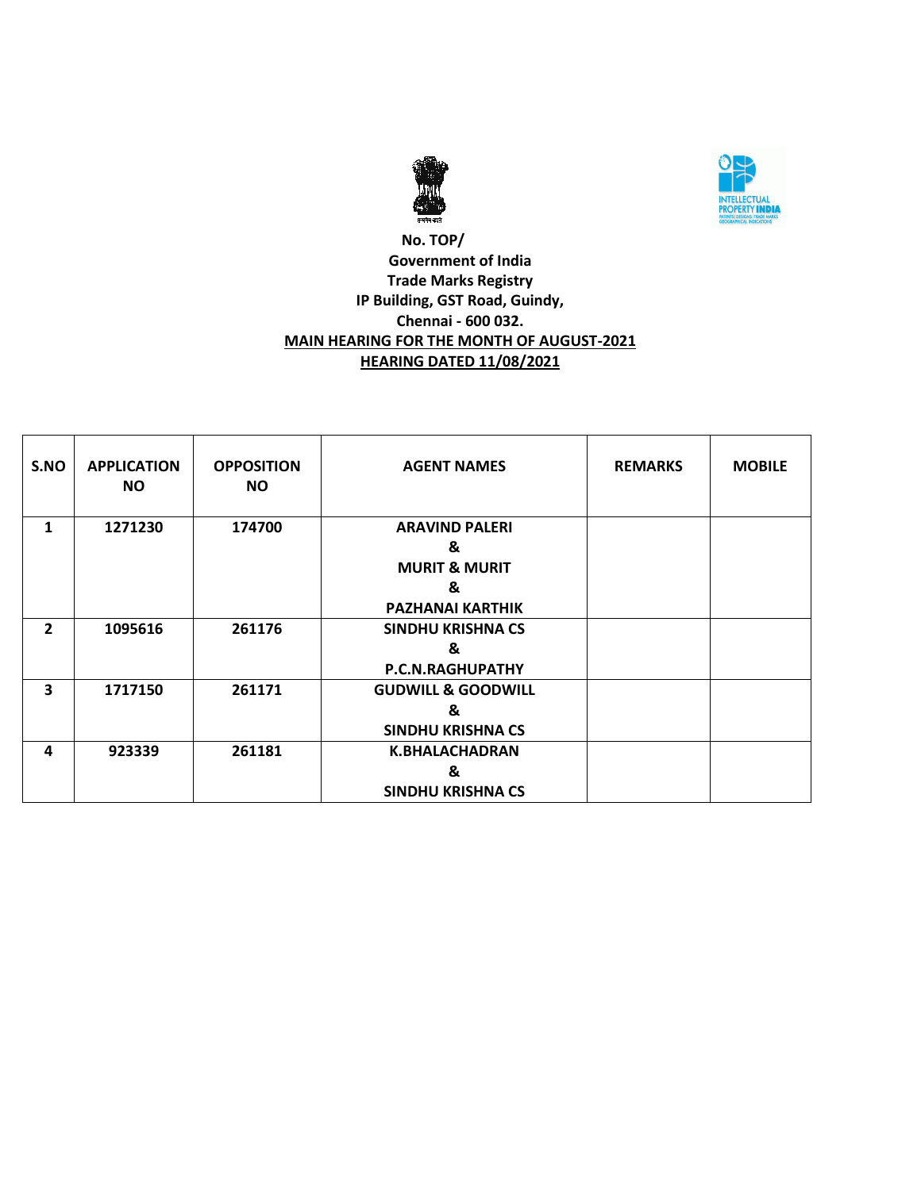**No. TOP/**

**Government of India**

**Trade Marks Registry**

**IP Building, GST Road, Guindy,**

**Chennai - 600 032.**

**MAIN HEARING FOR THE MONTH OF AUGUST-2021**

**HEARING DATED 11/08/2021**

| S.NO | APPLICATION NO | OPPOSITION NO | AGENT NAMES | REMARKS | MOBILE |
|---|---|---|---|---|---|
| 1 | 1271230 | 174700 | ARAVIND PALERI & MURIT & MURIT & PAZHANAI KARTHIK | | |
| 2 | 1095616 | 261176 | SINDHU KRISHNA CS & P.C.N.RAGHUPATHY | | |
| 3 | 1717150 | 261171 | GUDWILL & GOODWILL & SINDHU KRISHNA CS | | |
| 4 | 923339 | 261181 | K.BHALACHADRAN & SINDHU KRISHNA CS | | |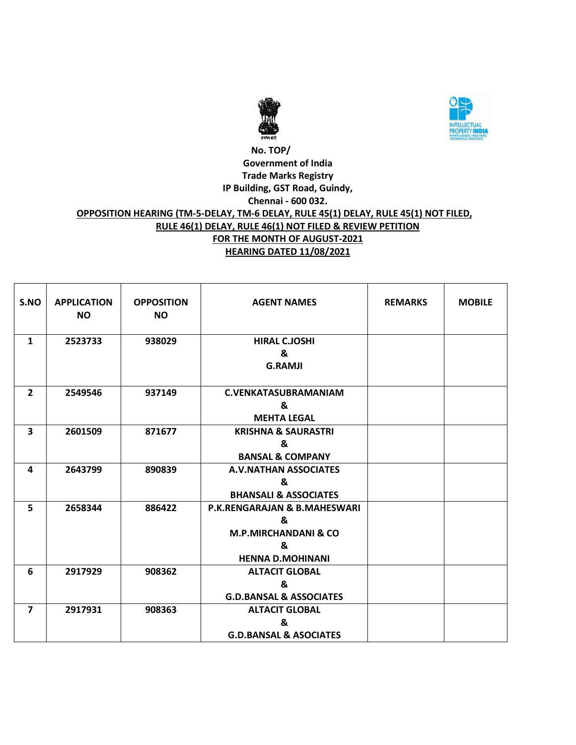No. TOP/

Government of India

Trade Marks Registry

IP Building, GST Road, Guindy,

Chennai - 600 032.

**OPPOSITION HEARING (TM-5-DELAY, TM-6 DELAY, RULE 45(1) DELAY, RULE 45(1) NOT FILED, RULE 46(1) DELAY, RULE 46(1) NOT FILED & REVIEW PETITION**

**FOR THE MONTH OF AUGUST-2021**

**HEARING DATED 11/08/2021**

| S.NO | APPLICATION NO | OPPOSITION NO | AGENT NAMES | REMARKS | MOBILE |
|---|---|---|---|---|---|
| 1 | 2523733 | 938029 | HIRAL C.JOSHI & G.RAMJI | | |
| 2 | 2549546 | 937149 | C.VENKATASUBRAMANIAM & MEHTA LEGAL | | |
| 3 | 2601509 | 871677 | KRISHNA & SAURASTRI & BANSAL & COMPANY | | |
| 4 | 2643799 | 890839 | A.V.NATHAN ASSOCIATES & BHANSALI & ASSOCIATES | | |
| 5 | 2658344 | 886422 | P.K.RENGARAJAN & B.MAHESWARI & M.P.MIRCHANDANI & CO & HENNA D.MOHINANI | | |
| 6 | 2917929 | 908362 | ALTACIT GLOBAL & G.D.BANSAL & ASSOCIATES | | |
| 7 | 2917931 | 908363 | ALTACIT GLOBAL & G.D.BANSAL & ASOCIATES | | |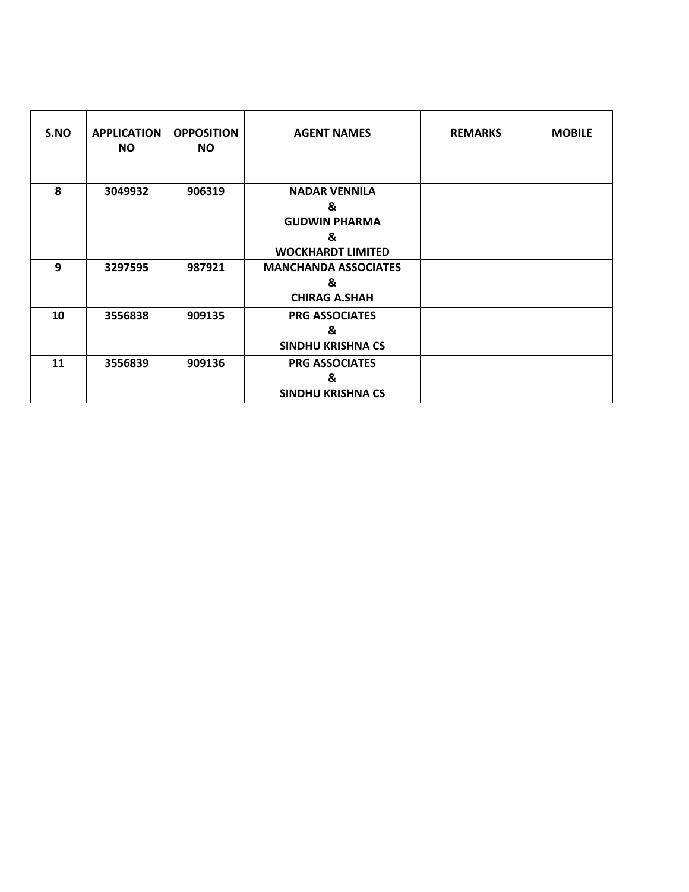| S.NO | APPLICATION NO | OPPOSITION NO | AGENT NAMES | REMARKS | MOBILE |
|---|---|---|---|---|---|
| **8** | **3049932** | **906319** | **NADAR VENNILA & GUDWIN PHARMA & WOCKHARDT LIMITED** | | |
| **9** | **3297595** | **987921** | **MANCHANDA ASSOCIATES & CHIRAG A.SHAH** | | |
| **10** | **3556838** | **909135** | **PRG ASSOCIATES & SINDHU KRISHNA CS** | | |
| **11** | **3556839** | **909136** | **PRG ASSOCIATES & SINDHU KRISHNA CS** | | |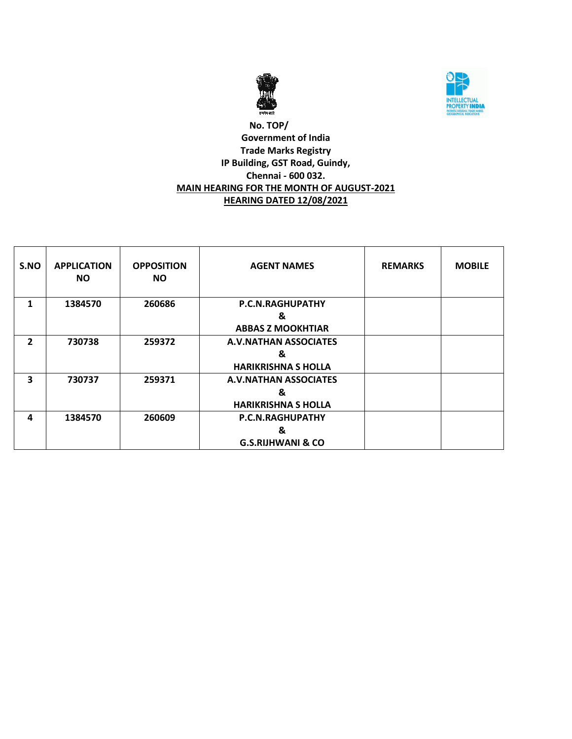No. TOP/

**Government of India**

**Trade Marks Registry**

**IP Building, GST Road, Guindy,**

**Chennai - 600 032.**

**MAIN HEARING FOR THE MONTH OF AUGUST-2021**

**HEARING DATED 12/08/2021**

| S.NO | APPLICATION NO | OPPOSITION NO | AGENT NAMES | REMARKS | MOBILE |
|---|---|---|---|---|---|
| 1 | 1384570 | 260686 | P.C.N.RAGHUPATHY & ABBAS Z MOOKHTIAR | | |
| 2 | 730738 | 259372 | A.V.NATHAN ASSOCIATES & HARIKRISHNA S HOLLA | | |
| 3 | 730737 | 259371 | A.V.NATHAN ASSOCIATES & HARIKRISHNA S HOLLA | | |
| 4 | 1384570 | 260609 | P.C.N.RAGHUPATHY & G.S.RIJHWANI & CO | | |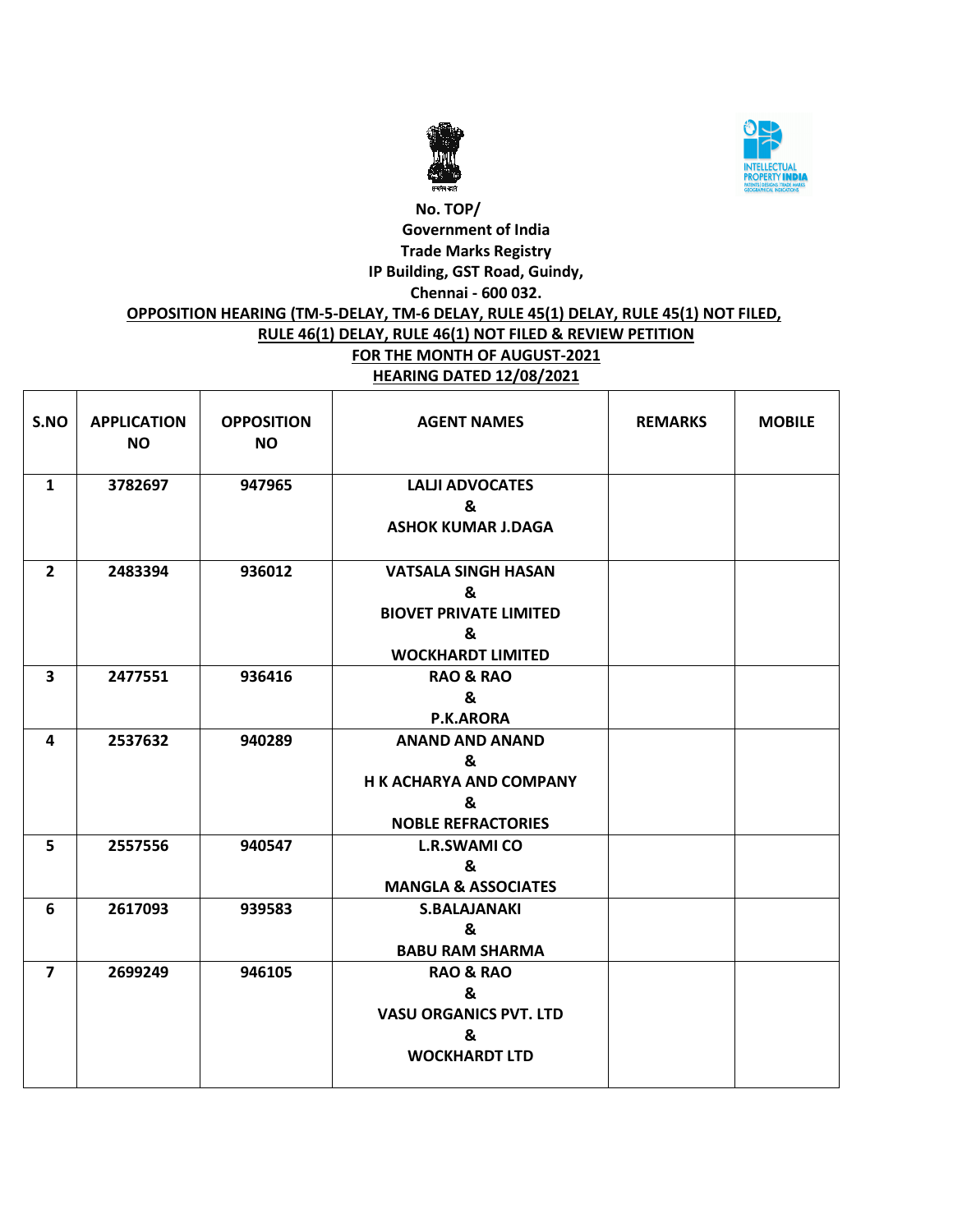No. TOP/

Government of India

Trade Marks Registry

IP Building, GST Road, Guindy,

Chennai - 600 032.

**OPPOSITION HEARING (TM-5-DELAY, TM-6 DELAY, RULE 45(1) DELAY, RULE 45(1) NOT FILED, RULE 46(1) DELAY, RULE 46(1) NOT FILED & REVIEW PETITION**

**FOR THE MONTH OF AUGUST-2021**

**HEARING DATED 12/08/2021**

| S.NO | APPLICATION NO | OPPOSITION NO | AGENT NAMES | REMARKS | MOBILE |
|---|---|---|---|---|---|
| 1 | 3782697 | 947965 | LALJI ADVOCATES & ASHOK KUMAR J.DAGA | | |
| 2 | 2483394 | 936012 | VATSALA SINGH HASAN & BIOVET PRIVATE LIMITED & WOCKHARDT LIMITED | | |
| 3 | 2477551 | 936416 | RAO & RAO & P.K.ARORA | | |
| 4 | 2537632 | 940289 | ANAND AND ANAND & H K ACHARYA AND COMPANY & NOBLE REFRACTORIES | | |
| 5 | 2557556 | 940547 | L.R.SWAMI CO & MANGLA & ASSOCIATES | | |
| 6 | 2617093 | 939583 | S.BALAJANAKI & BABU RAM SHARMA | | |
| 7 | 2699249 | 946105 | RAO & RAO & VASU ORGANICS PVT. LTD & WOCKHARDT LTD | | |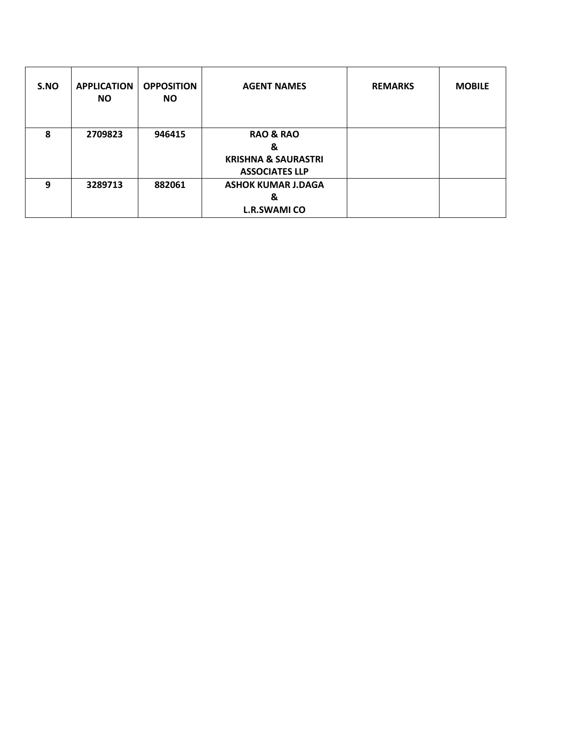| S.NO | APPLICATION NO | OPPOSITION NO | AGENT NAMES | REMARKS | MOBILE |
|---|---|---|---|---|---|
| **8** | **2709823** | **946415** | **RAO & RAO & KRISHNA & SAURASTRI ASSOCIATES LLP** | | |
| **9** | **3289713** | **882061** | **ASHOK KUMAR J.DAGA & L.R.SWAMI CO** | | |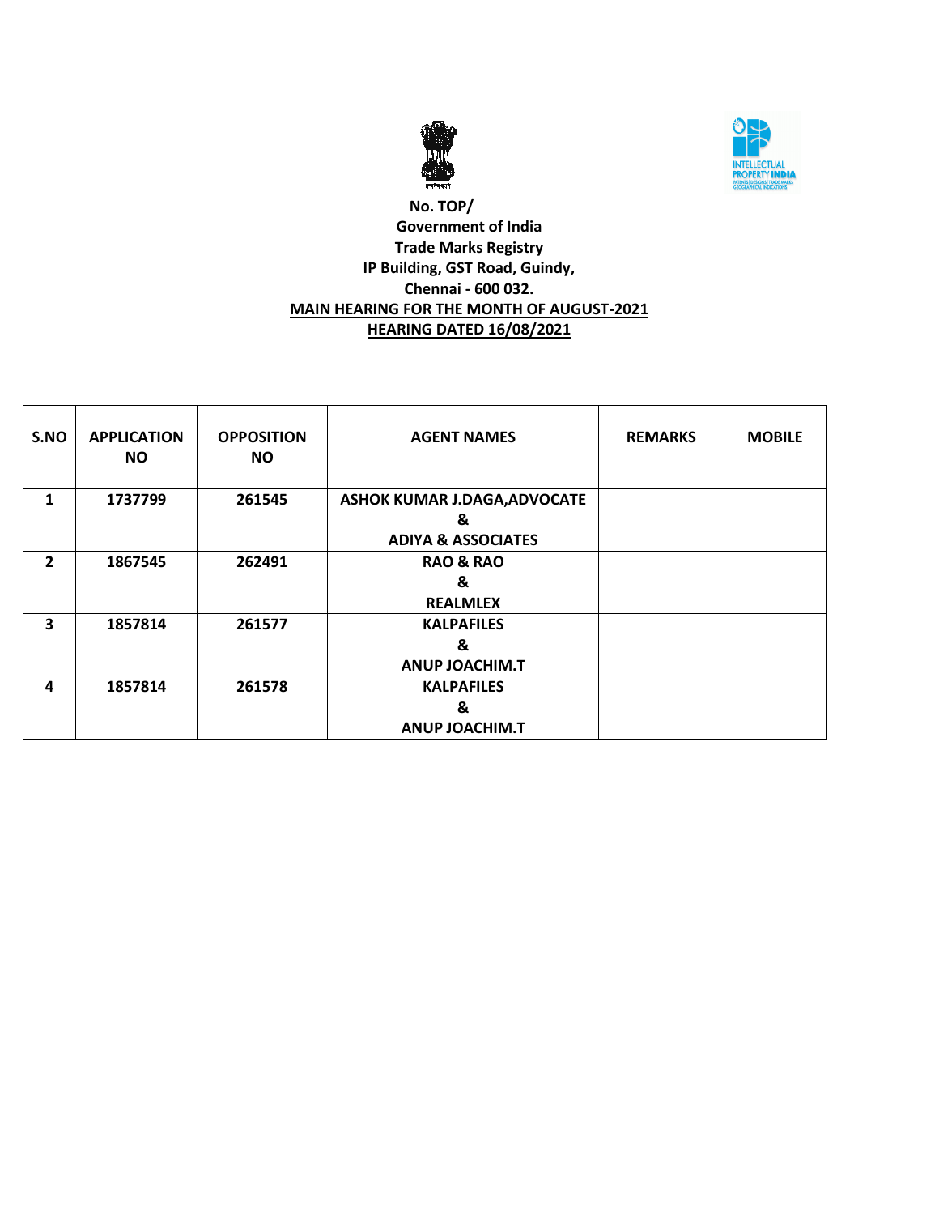No. TOP/

Government of India

Trade Marks Registry

IP Building, GST Road, Guindy,

Chennai - 600 032.

**MAIN HEARING FOR THE MONTH OF AUGUST-2021**

**HEARING DATED 16/08/2021**

| S.NO | APPLICATION NO | OPPOSITION NO | AGENT NAMES | REMARKS | MOBILE |
|---|---|---|---|---|---|
| 1 | 1737799 | 261545 | ASHOK KUMAR J.DAGA,ADVOCATE & ADIYA & ASSOCIATES | | |
| 2 | 1867545 | 262491 | RAO & RAO & REALMLEX | | |
| 3 | 1857814 | 261577 | KALPAFILES & ANUP JOACHIM.T | | |
| 4 | 1857814 | 261578 | KALPAFILES & ANUP JOACHIM.T | | |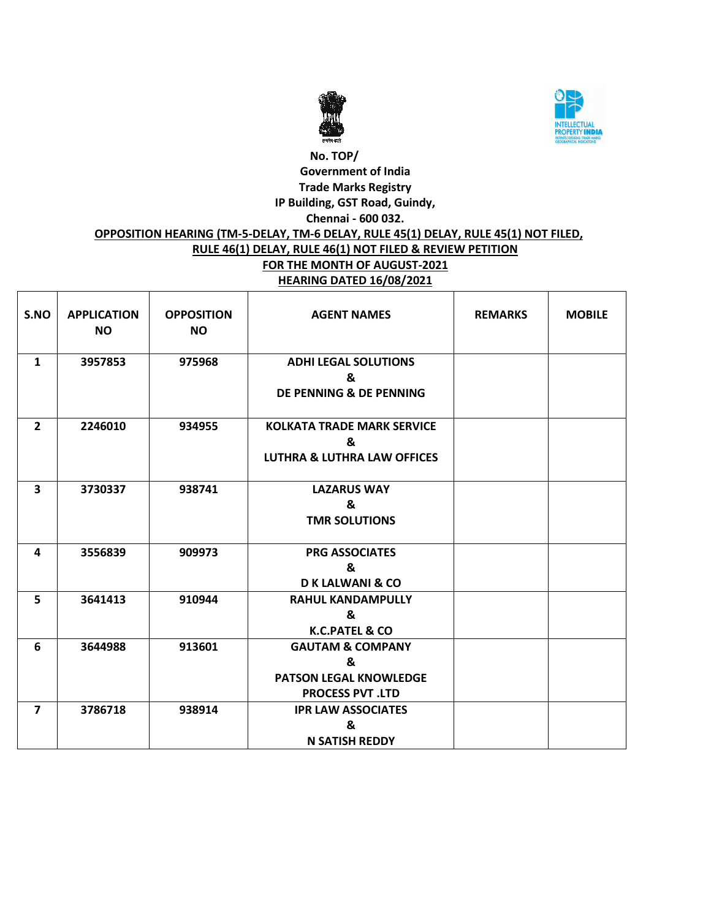No. TOP/

Government of India

Trade Marks Registry

IP Building, GST Road, Guindy,

Chennai - 600 032.

**OPPOSITION HEARING (TM-5-DELAY, TM-6 DELAY, RULE 45(1) DELAY, RULE 45(1) NOT FILED, RULE 46(1) DELAY, RULE 46(1) NOT FILED & REVIEW PETITION**

**FOR THE MONTH OF AUGUST-2021**

**HEARING DATED 16/08/2021**

| S.NO | APPLICATION NO | OPPOSITION NO | AGENT NAMES | REMARKS | MOBILE |
|---|---|---|---|---|---|
| 1 | 3957853 | 975968 | ADHI LEGAL SOLUTIONS & DE PENNING & DE PENNING | | |
| 2 | 2246010 | 934955 | KOLKATA TRADE MARK SERVICE & LUTHRA & LUTHRA LAW OFFICES | | |
| 3 | 3730337 | 938741 | LAZARUS WAY & TMR SOLUTIONS | | |
| 4 | 3556839 | 909973 | PRG ASSOCIATES & D K LALWANI & CO | | |
| 5 | 3641413 | 910944 | RAHUL KANDAMPULLY & K.C.PATEL & CO | | |
| 6 | 3644988 | 913601 | GAUTAM & COMPANY & PATSON LEGAL KNOWLEDGE PROCESS PVT .LTD | | |
| 7 | 3786718 | 938914 | IPR LAW ASSOCIATES & N SATISH REDDY | | |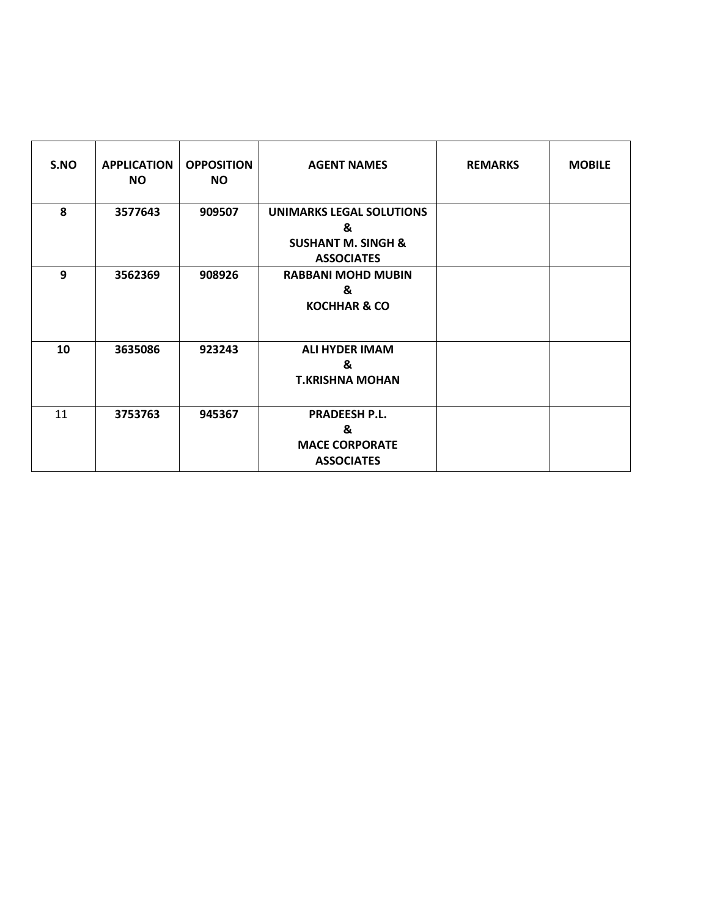| S.NO | APPLICATION NO | OPPOSITION NO | AGENT NAMES | REMARKS | MOBILE |
|---|---|---|---|---|---|
| **8** | **3577643** | **909507** | **UNIMARKS LEGAL SOLUTIONS & SUSHANT M. SINGH & ASSOCIATES** | | |
| **9** | **3562369** | **908926** | **RABBANI MOHD MUBIN & KOCHHAR & CO** | | |
| **10** | **3635086** | **923243** | **ALI HYDER IMAM & T.KRISHNA MOHAN** | | |
| 11 | **3753763** | **945367** | **PRADEESH P.L. & MACE CORPORATE ASSOCIATES** | | |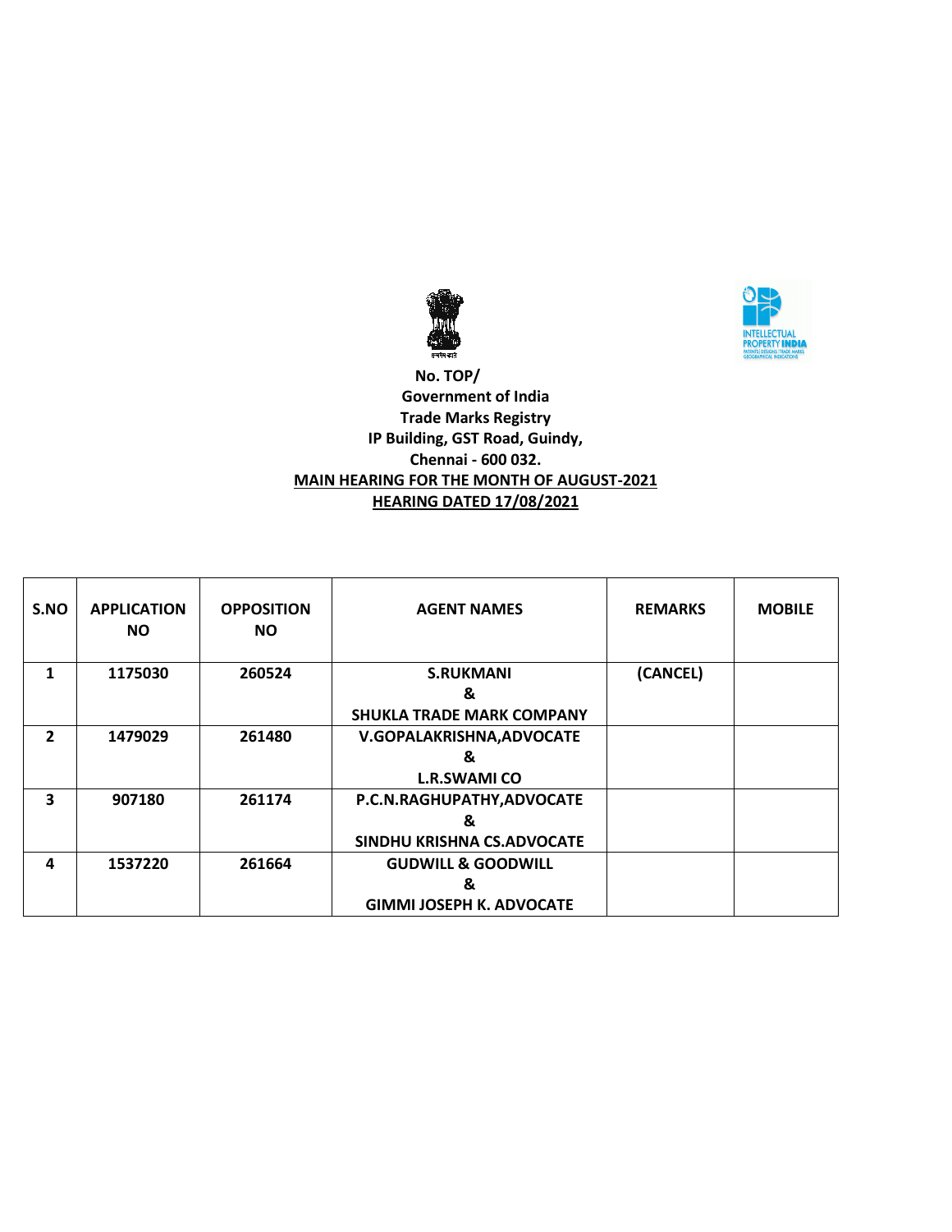No. TOP/
Government of India
Trade Marks Registry
IP Building, GST Road, Guindy,
Chennai - 600 032.

**MAIN HEARING FOR THE MONTH OF AUGUST-2021**

**HEARING DATED 17/08/2021**

| S.NO | APPLICATION NO | OPPOSITION NO | AGENT NAMES | REMARKS | MOBILE |
|---|---|---|---|---|---|
| 1 | 1175030 | 260524 | S.RUKMANI & SHUKLA TRADE MARK COMPANY | (CANCEL) | |
| 2 | 1479029 | 261480 | V.GOPALAKRISHNA,ADVOCATE & L.R.SWAMI CO | | |
| 3 | 907180 | 261174 | P.C.N.RAGHUPATHY,ADVOCATE & SINDHU KRISHNA CS.ADVOCATE | | |
| 4 | 1537220 | 261664 | GUDWILL & GOODWILL & GIMMI JOSEPH K. ADVOCATE | | |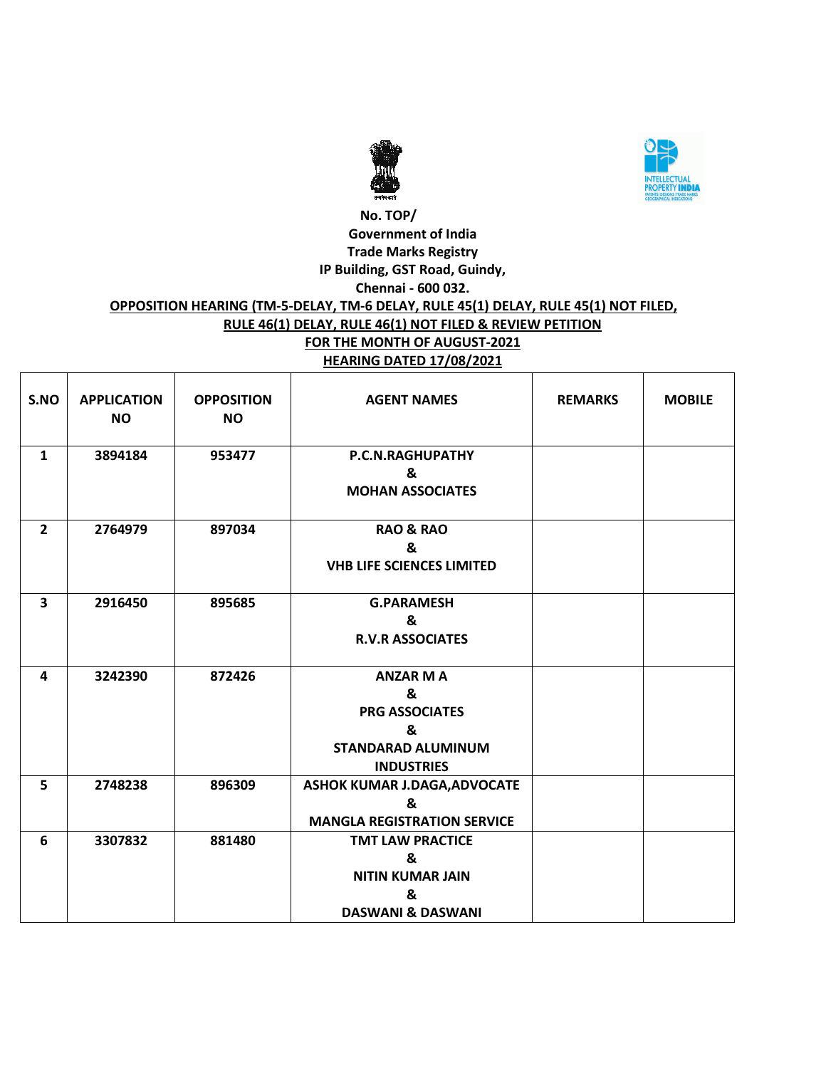No. TOP/

Government of India

Trade Marks Registry

IP Building, GST Road, Guindy,

Chennai - 600 032.

**OPPOSITION HEARING (TM-5-DELAY, TM-6 DELAY, RULE 45(1) DELAY, RULE 45(1) NOT FILED, RULE 46(1) DELAY, RULE 46(1) NOT FILED & REVIEW PETITION**

**FOR THE MONTH OF AUGUST-2021**

**HEARING DATED 17/08/2021**

| S.NO | APPLICATION NO | OPPOSITION NO | AGENT NAMES | REMARKS | MOBILE |
|---|---|---|---|---|---|
| 1 | 3894184 | 953477 | P.C.N.RAGHUPATHY & MOHAN ASSOCIATES | | |
| 2 | 2764979 | 897034 | RAO & RAO & VHB LIFE SCIENCES LIMITED | | |
| 3 | 2916450 | 895685 | G.PARAMESH & R.V.R ASSOCIATES | | |
| 4 | 3242390 | 872426 | ANZAR M A & PRG ASSOCIATES & STANDARAD ALUMINUM INDUSTRIES | | |
| 5 | 2748238 | 896309 | ASHOK KUMAR J.DAGA,ADVOCATE & MANGLA REGISTRATION SERVICE | | |
| 6 | 3307832 | 881480 | TMT LAW PRACTICE & NITIN KUMAR JAIN & DASWANI & DASWANI | | |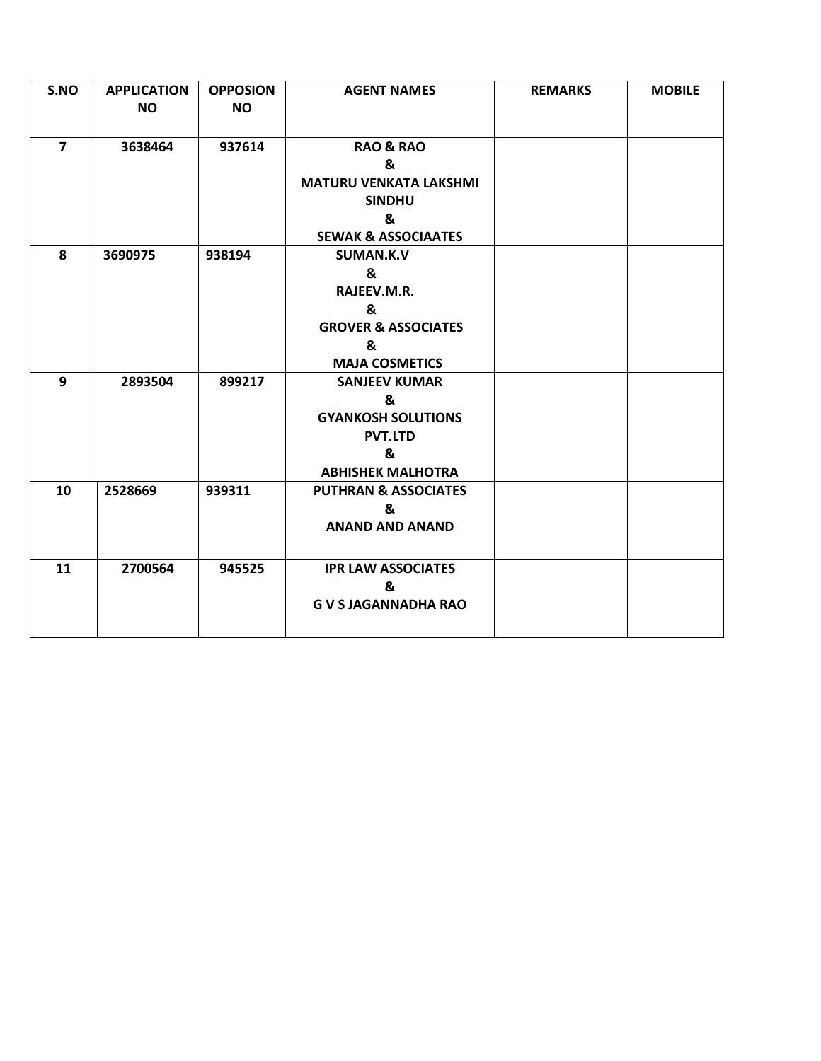| S.NO | APPLICATION NO | OPPOSION NO | AGENT NAMES | REMARKS | MOBILE |
|---|---|---|---|---|---|
| 7 | 3638464 | 937614 | RAO & RAO & MATURU VENKATA LAKSHMI SINDHU & SEWAK & ASSOCIAATES | | |
| 8 | 3690975 | 938194 | SUMAN.K.V & RAJEEV.M.R. & GROVER & ASSOCIATES & MAJA COSMETICS | | |
| 9 | 2893504 | 899217 | SANJEEV KUMAR & GYANKOSH SOLUTIONS PVT.LTD & ABHISHEK MALHOTRA | | |
| 10 | 2528669 | 939311 | PUTHRAN & ASSOCIATES & ANAND AND ANAND | | |
| 11 | 2700564 | 945525 | IPR LAW ASSOCIATES & G V S JAGANNADHA RAO | | |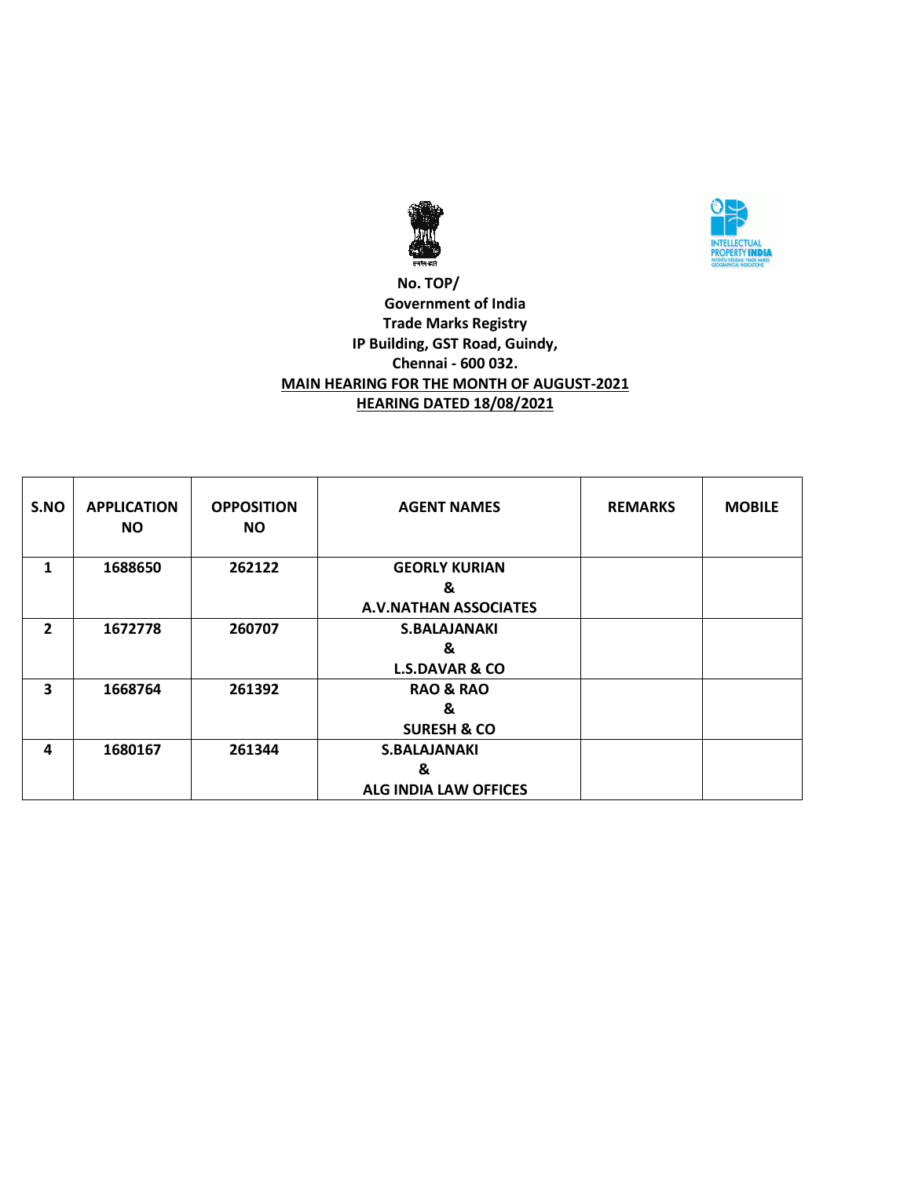No. TOP/

**Government of India**

**Trade Marks Registry**

**IP Building, GST Road, Guindy,**

**Chennai - 600 032.**

**MAIN HEARING FOR THE MONTH OF AUGUST-2021**

**HEARING DATED 18/08/2021**

| S.NO | APPLICATION NO | OPPOSITION NO | AGENT NAMES | REMARKS | MOBILE |
|---|---|---|---|---|---|
| 1 | 1688650 | 262122 | GEORLY KURIAN & A.V.NATHAN ASSOCIATES | | |
| 2 | 1672778 | 260707 | S.BALAJANAKI & L.S.DAVAR & CO | | |
| 3 | 1668764 | 261392 | RAO & RAO & SURESH & CO | | |
| 4 | 1680167 | 261344 | S.BALAJANAKI & ALG INDIA LAW OFFICES | | |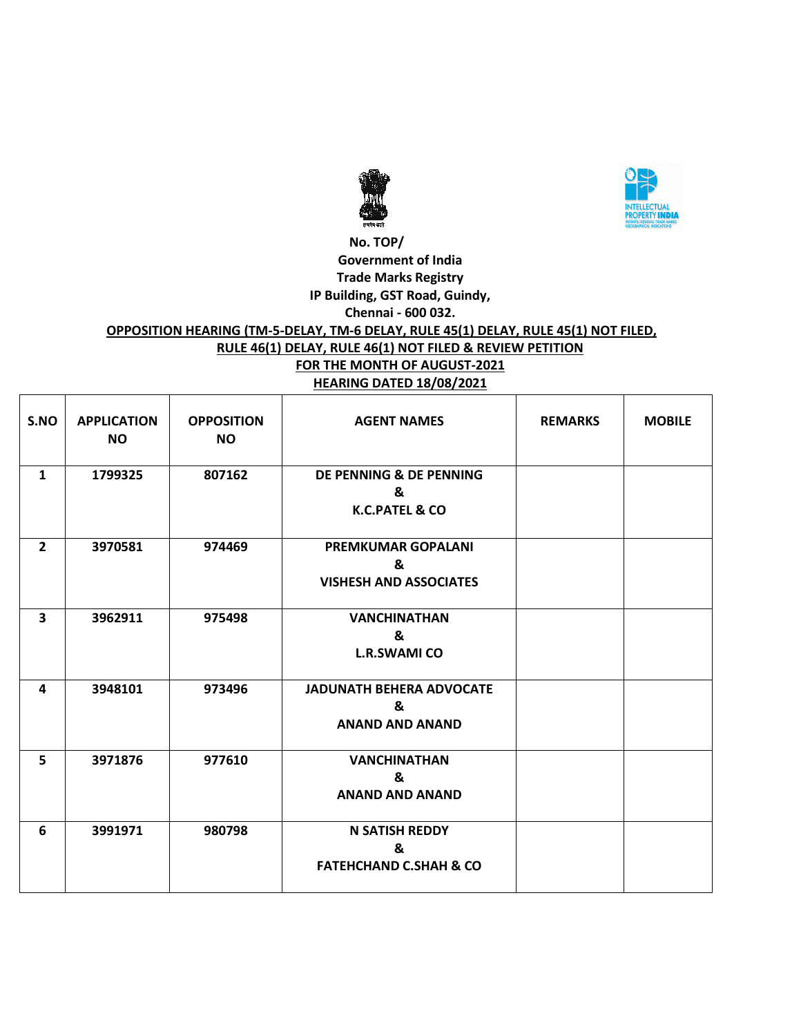No. TOP/
Government of India
Trade Marks Registry
IP Building, GST Road, Guindy,
Chennai - 600 032.

**OPPOSITION HEARING (TM-5-DELAY, TM-6 DELAY, RULE 45(1) DELAY, RULE 45(1) NOT FILED, RULE 46(1) DELAY, RULE 46(1) NOT FILED & REVIEW PETITION**
**FOR THE MONTH OF AUGUST-2021**
**HEARING DATED 18/08/2021**

| S.NO | APPLICATION NO | OPPOSITION NO | AGENT NAMES | REMARKS | MOBILE |
|---|---|---|---|---|---|
| 1 | 1799325 | 807162 | DE PENNING & DE PENNING & K.C.PATEL & CO | | |
| 2 | 3970581 | 974469 | PREMKUMAR GOPALANI & VISHESH AND ASSOCIATES | | |
| 3 | 3962911 | 975498 | VANCHINATHAN & L.R.SWAMI CO | | |
| 4 | 3948101 | 973496 | JADUNATH BEHERA ADVOCATE & ANAND AND ANAND | | |
| 5 | 3971876 | 977610 | VANCHINATHAN & ANAND AND ANAND | | |
| 6 | 3991971 | 980798 | N SATISH REDDY & FATEHCHAND C.SHAH & CO | | |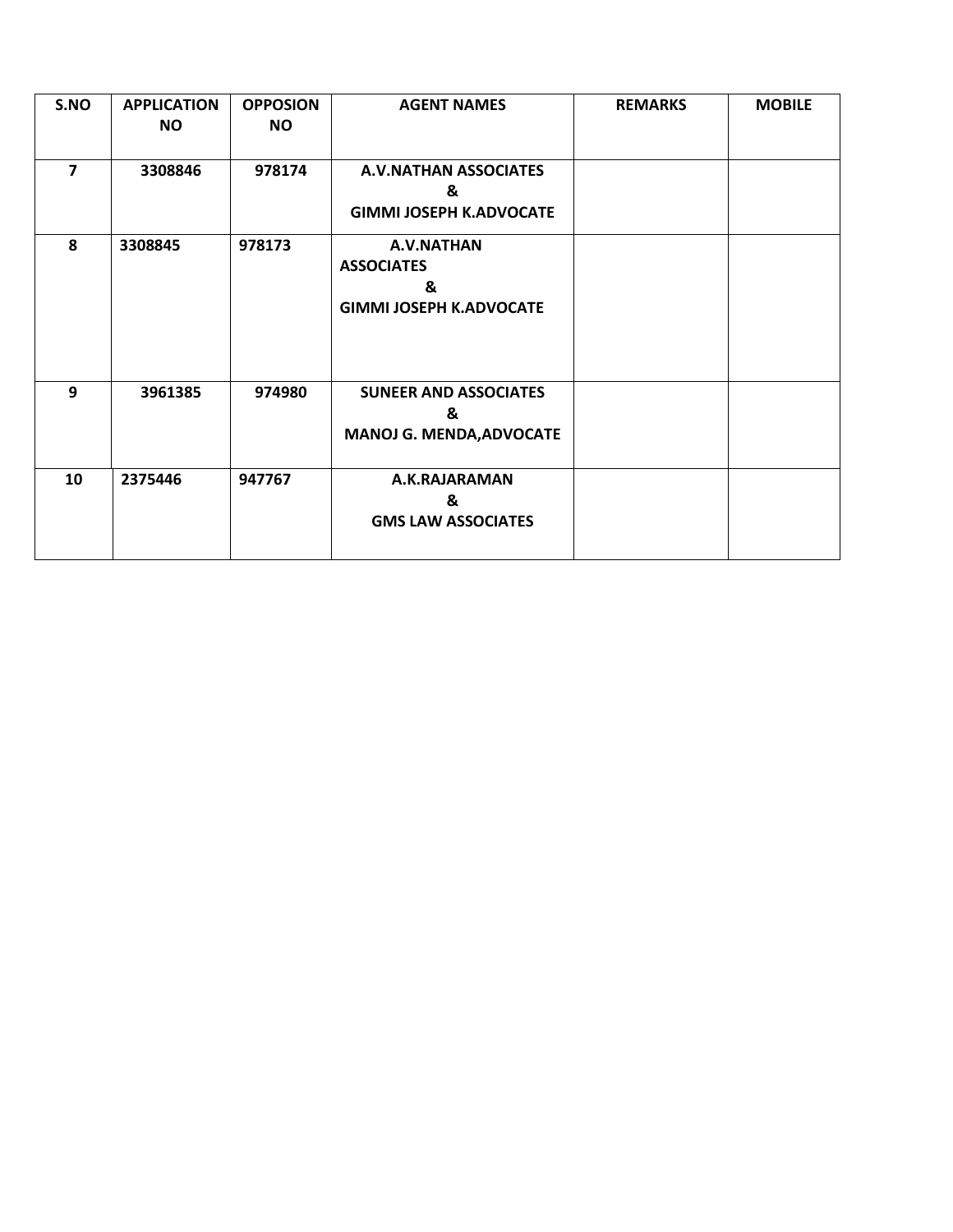| S.NO | APPLICATION NO | OPPOSION NO | AGENT NAMES | REMARKS | MOBILE |
|---|---|---|---|---|---|
| **7** | **3308846** | **978174** | **A.V.NATHAN ASSOCIATES & GIMMI JOSEPH K.ADVOCATE** | | |
| **8** | **3308845** | **978173** | **A.V.NATHAN ASSOCIATES & GIMMI JOSEPH K.ADVOCATE** | | |
| **9** | **3961385** | **974980** | **SUNEER AND ASSOCIATES & MANOJ G. MENDA,ADVOCATE** | | |
| **10** | **2375446** | **947767** | **A.K.RAJARAMAN & GMS LAW ASSOCIATES** | | |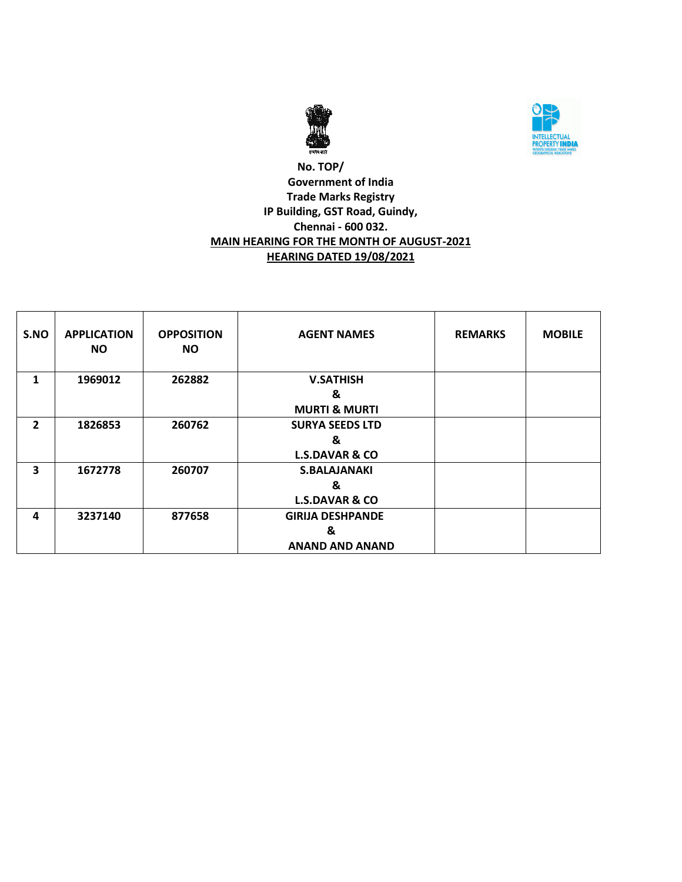No. TOP/

**Government of India**

**Trade Marks Registry**

**IP Building, GST Road, Guindy,**

**Chennai - 600 032.**

**MAIN HEARING FOR THE MONTH OF AUGUST-2021**

**HEARING DATED 19/08/2021**

| S.NO | APPLICATION NO | OPPOSITION NO | AGENT NAMES | REMARKS | MOBILE |
|---|---|---|---|---|---|
| 1 | 1969012 | 262882 | V.SATHISH & MURTI & MURTI | | |
| 2 | 1826853 | 260762 | SURYA SEEDS LTD & L.S.DAVAR & CO | | |
| 3 | 1672778 | 260707 | S.BALAJANAKI & L.S.DAVAR & CO | | |
| 4 | 3237140 | 877658 | GIRIJA DESHPANDE & ANAND AND ANAND | | |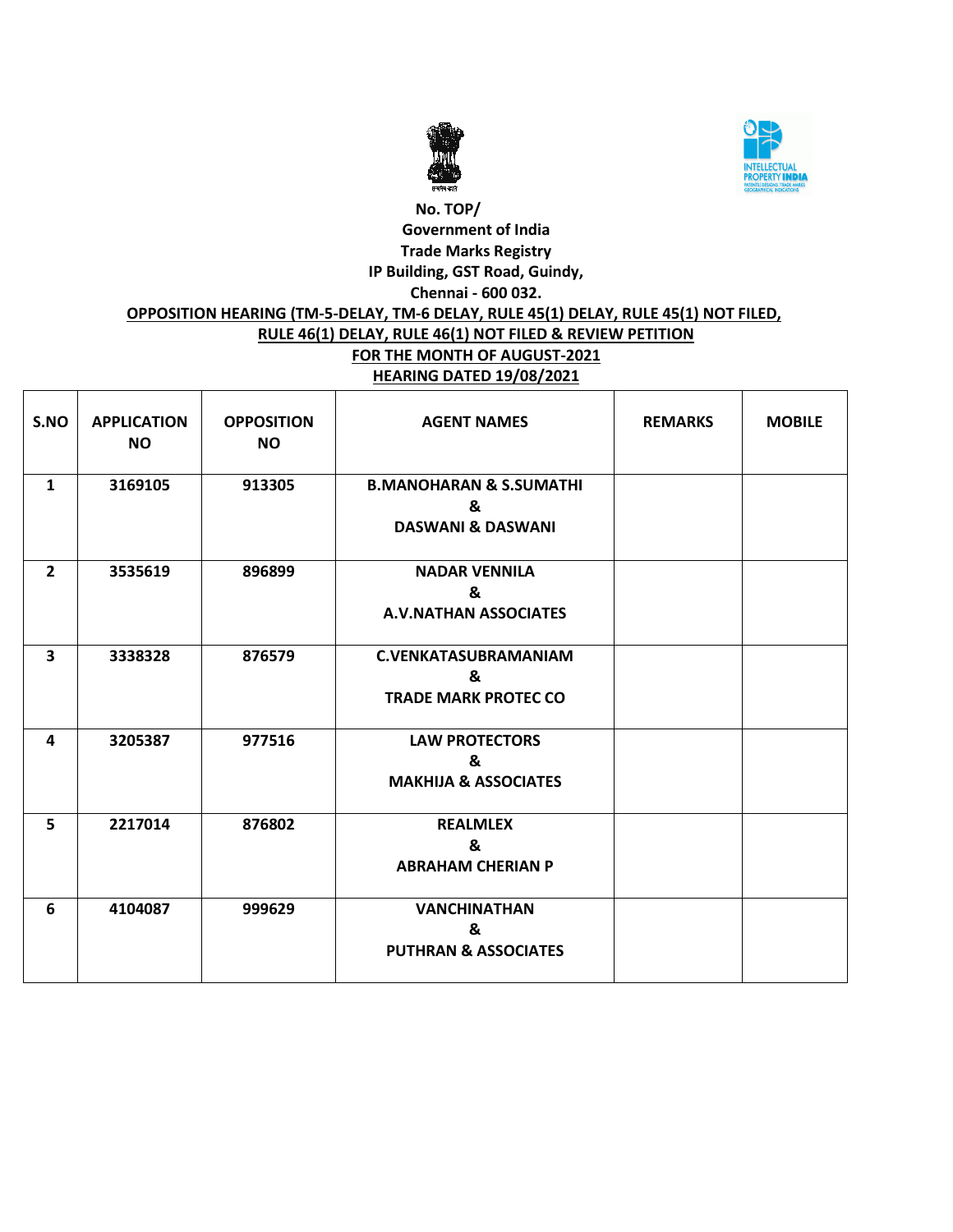No. TOP/

Government of India

Trade Marks Registry

IP Building, GST Road, Guindy,

Chennai - 600 032.

**OPPOSITION HEARING (TM-5-DELAY, TM-6 DELAY, RULE 45(1) DELAY, RULE 45(1) NOT FILED, RULE 46(1) DELAY, RULE 46(1) NOT FILED & REVIEW PETITION**

**FOR THE MONTH OF AUGUST-2021**

**HEARING DATED 19/08/2021**

| S.NO | APPLICATION NO | OPPOSITION NO | AGENT NAMES | REMARKS | MOBILE |
|---|---|---|---|---|---|
| 1 | 3169105 | 913305 | B.MANOHARAN & S.SUMATHI & DASWANI & DASWANI | | |
| 2 | 3535619 | 896899 | NADAR VENNILA & A.V.NATHAN ASSOCIATES | | |
| 3 | 3338328 | 876579 | C.VENKATASUBRAMANIAM & TRADE MARK PROTEC CO | | |
| 4 | 3205387 | 977516 | LAW PROTECTORS & MAKHIJA & ASSOCIATES | | |
| 5 | 2217014 | 876802 | REALMLEX & ABRAHAM CHERIAN P | | |
| 6 | 4104087 | 999629 | VANCHINATHAN & PUTHRAN & ASSOCIATES | | |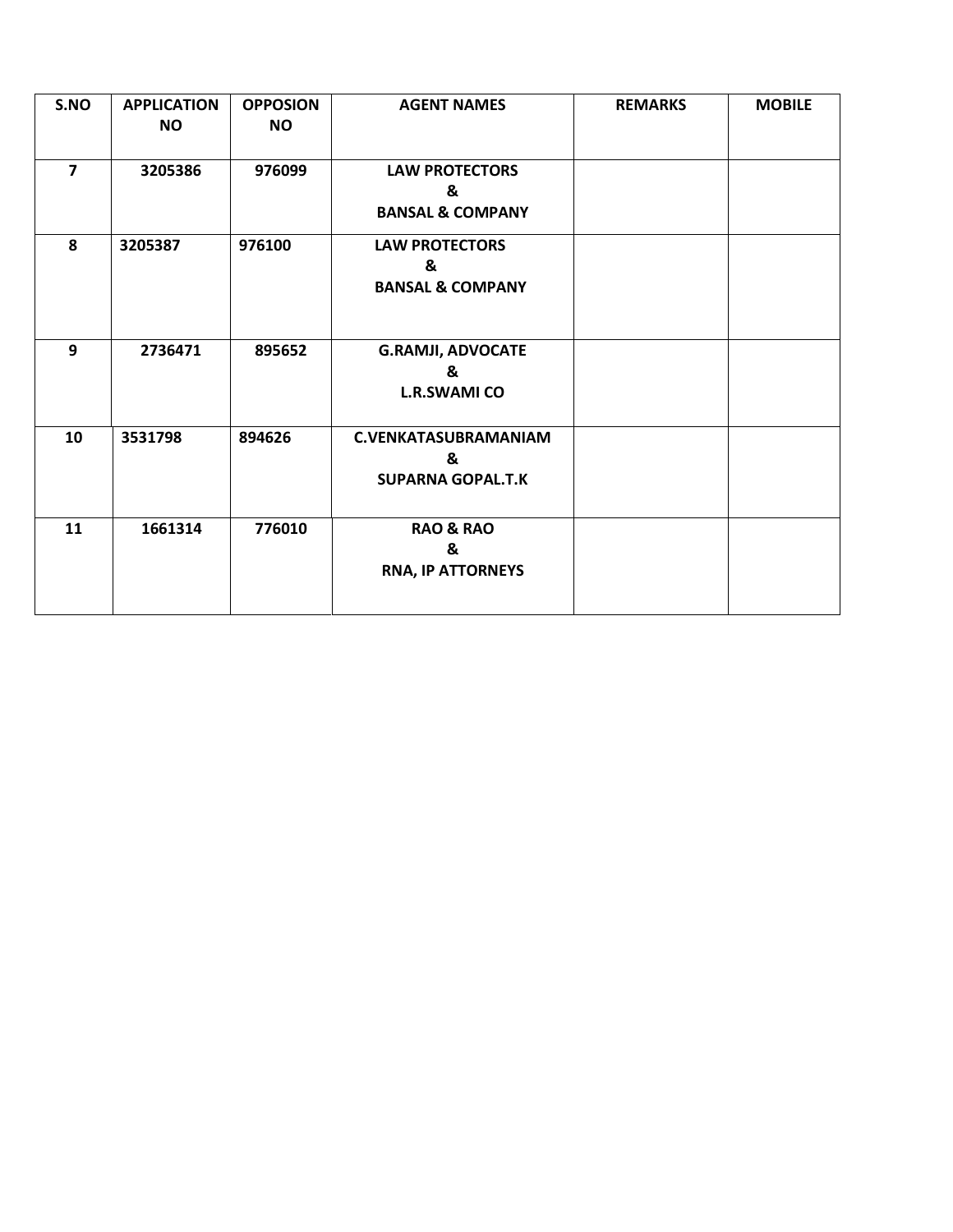| S.NO | APPLICATION NO | OPPOSION NO | AGENT NAMES | REMARKS | MOBILE |
|---|---|---|---|---|---|
| 7 | 3205386 | 976099 | LAW PROTECTORS & BANSAL & COMPANY | | |
| 8 | 3205387 | 976100 | LAW PROTECTORS & BANSAL & COMPANY | | |
| 9 | 2736471 | 895652 | G.RAMJI, ADVOCATE & L.R.SWAMI CO | | |
| 10 | 3531798 | 894626 | C.VENKATASUBRAMANIAM & SUPARNA GOPAL.T.K | | |
| 11 | 1661314 | 776010 | RAO & RAO & RNA, IP ATTORNEYS | | |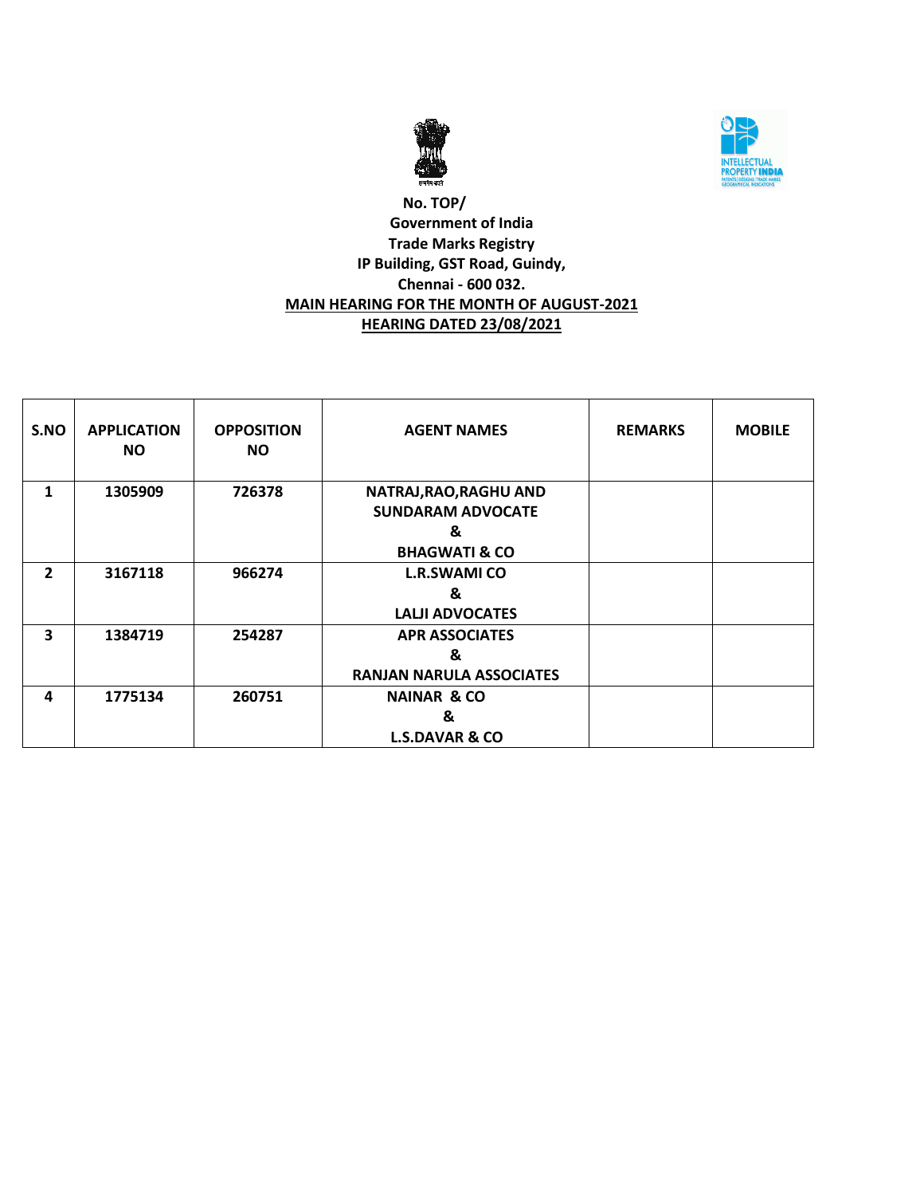No. TOP/
Government of India
Trade Marks Registry
IP Building, GST Road, Guindy,
Chennai - 600 032.

**MAIN HEARING FOR THE MONTH OF AUGUST-2021**

**HEARING DATED 23/08/2021**

| S.NO | APPLICATION NO | OPPOSITION NO | AGENT NAMES | REMARKS | MOBILE |
|---|---|---|---|---|---|
| 1 | 1305909 | 726378 | NATRAJ,RAO,RAGHU AND SUNDARAM ADVOCATE & BHAGWATI & CO | | |
| 2 | 3167118 | 966274 | L.R.SWAMI CO & LALJI ADVOCATES | | |
| 3 | 1384719 | 254287 | APR ASSOCIATES & RANJAN NARULA ASSOCIATES | | |
| 4 | 1775134 | 260751 | NAINAR & CO & L.S.DAVAR & CO | | |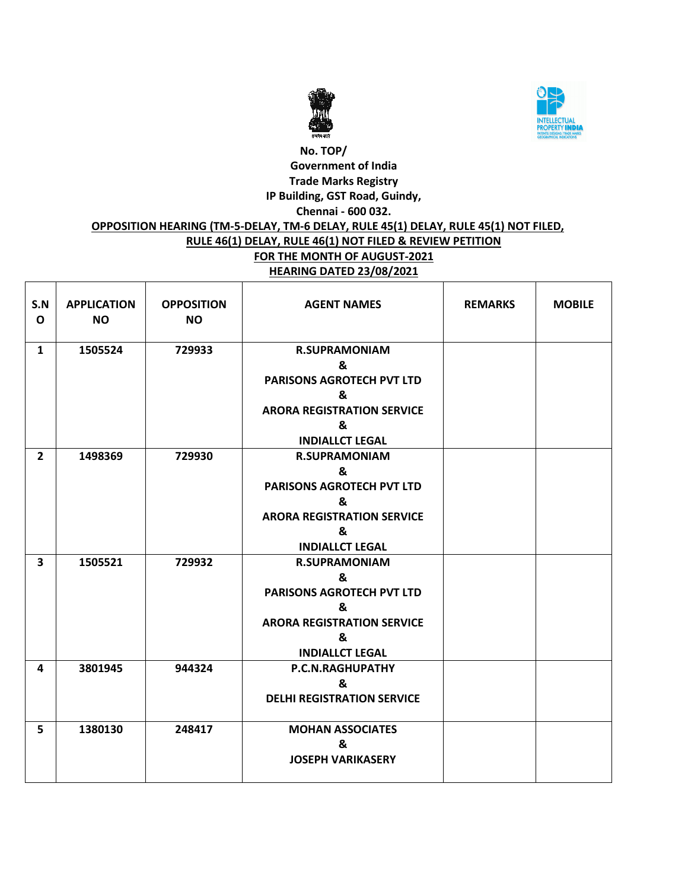No. TOP/

**Government of India**

**Trade Marks Registry**

**IP Building, GST Road, Guindy,**

**Chennai - 600 032.**

**OPPOSITION HEARING (TM-5-DELAY, TM-6 DELAY, RULE 45(1) DELAY, RULE 45(1) NOT FILED, RULE 46(1) DELAY, RULE 46(1) NOT FILED & REVIEW PETITION**

**FOR THE MONTH OF AUGUST-2021**

**HEARING DATED 23/08/2021**

| S.NO | APPLICATION NO | OPPOSITION NO | AGENT NAMES | REMARKS | MOBILE |
|---|---|---|---|---|---|
| 1 | 1505524 | 729933 | R.SUPRAMONIAM & PARISONS AGROTECH PVT LTD & ARORA REGISTRATION SERVICE & INDIALLCT LEGAL | | |
| 2 | 1498369 | 729930 | R.SUPRAMONIAM & PARISONS AGROTECH PVT LTD & ARORA REGISTRATION SERVICE & INDIALLCT LEGAL | | |
| 3 | 1505521 | 729932 | R.SUPRAMONIAM & PARISONS AGROTECH PVT LTD & ARORA REGISTRATION SERVICE & INDIALLCT LEGAL | | |
| 4 | 3801945 | 944324 | P.C.N.RAGHUPATHY & DELHI REGISTRATION SERVICE | | |
| 5 | 1380130 | 248417 | MOHAN ASSOCIATES & JOSEPH VARIKASERY | | |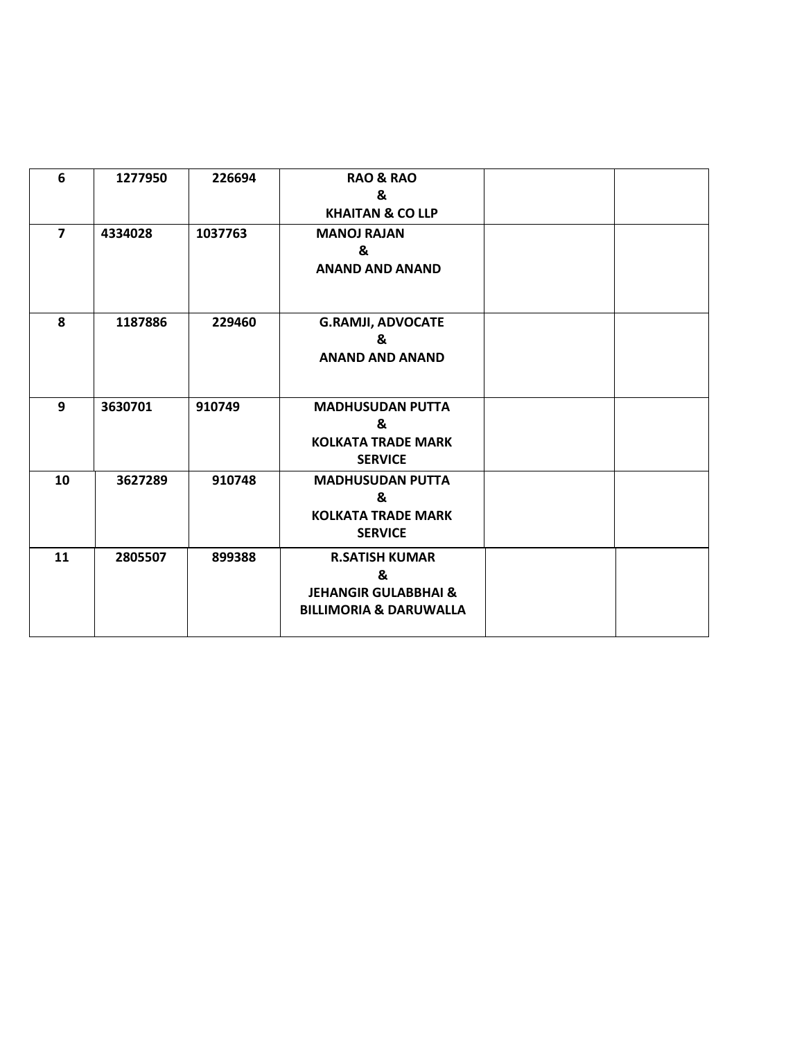| | | | | | |
|---|---|---|---|---|---|
| **6** | **1277950** | **226694** | **RAO & RAO**<br>**&**<br>**KHAITAN & CO LLP** | | |
| **7** | **4334028** | **1037763** | **MANOJ RAJAN**<br>**&**<br>**ANAND AND ANAND** | | |
| **8** | **1187886** | **229460** | **G.RAMJI, ADVOCATE**<br>**&**<br>**ANAND AND ANAND** | | |
| **9** | **3630701** | **910749** | **MADHUSUDAN PUTTA**<br>**&**<br>**KOLKATA TRADE MARK SERVICE** | | |
| **10** | **3627289** | **910748** | **MADHUSUDAN PUTTA**<br>**&**<br>**KOLKATA TRADE MARK SERVICE** | | |
| **11** | **2805507** | **899388** | **R.SATISH KUMAR**<br>**&**<br>**JEHANGIR GULABBHAI & BILLIMORIA & DARUWALLA** | | |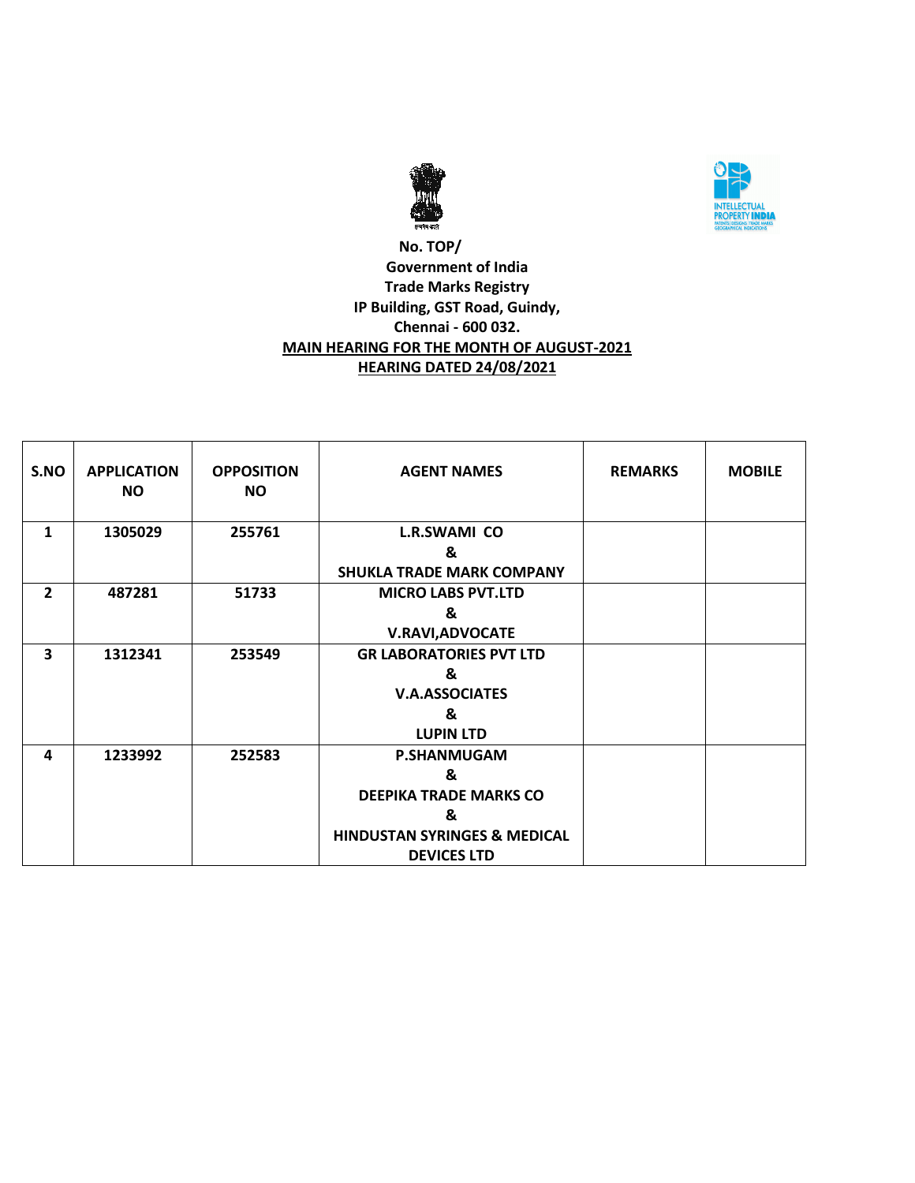No. TOP/

Government of India

Trade Marks Registry

IP Building, GST Road, Guindy,

Chennai - 600 032.

**MAIN HEARING FOR THE MONTH OF AUGUST-2021**

**HEARING DATED 24/08/2021**

| S.NO | APPLICATION NO | OPPOSITION NO | AGENT NAMES | REMARKS | MOBILE |
|---|---|---|---|---|---|
| 1 | 1305029 | 255761 | L.R.SWAMI CO & SHUKLA TRADE MARK COMPANY | | |
| 2 | 487281 | 51733 | MICRO LABS PVT.LTD & V.RAVI,ADVOCATE | | |
| 3 | 1312341 | 253549 | GR LABORATORIES PVT LTD & V.A.ASSOCIATES & LUPIN LTD | | |
| 4 | 1233992 | 252583 | P.SHANMUGAM & DEEPIKA TRADE MARKS CO & HINDUSTAN SYRINGES & MEDICAL DEVICES LTD | | |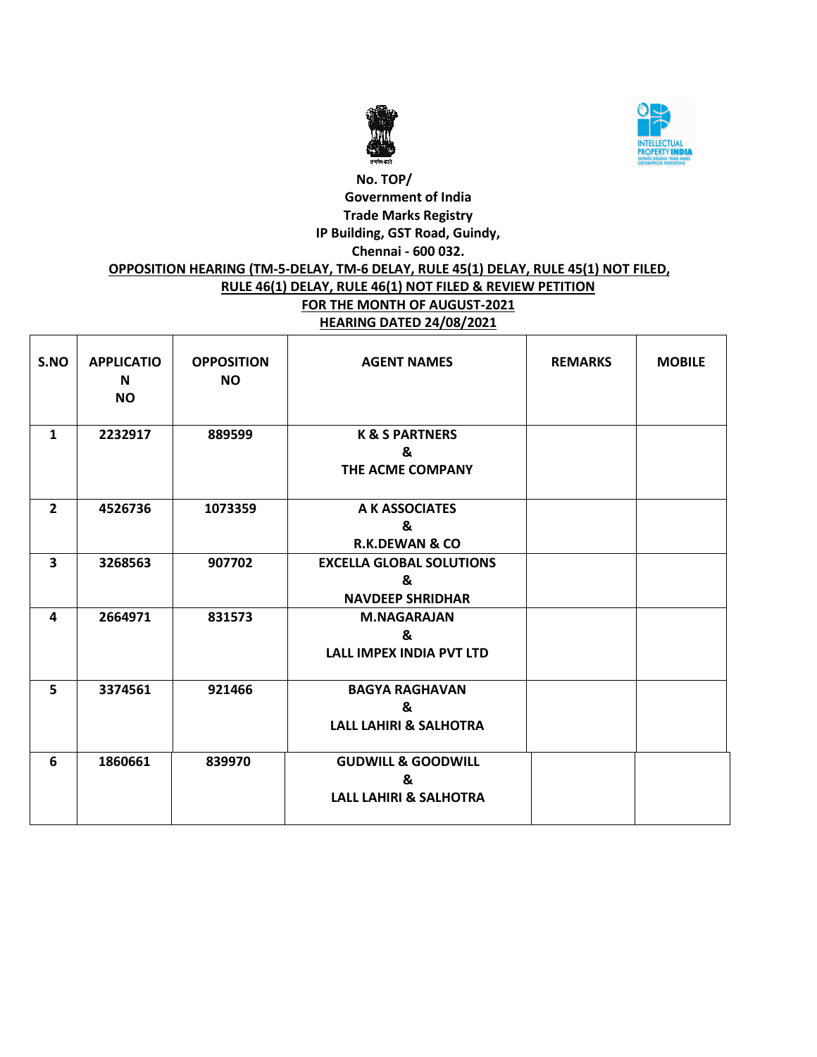No. TOP/

**Government of India**

**Trade Marks Registry**

**IP Building, GST Road, Guindy,**

**Chennai - 600 032.**

**OPPOSITION HEARING (TM-5-DELAY, TM-6 DELAY, RULE 45(1) DELAY, RULE 45(1) NOT FILED, RULE 46(1) DELAY, RULE 46(1) NOT FILED & REVIEW PETITION**

**FOR THE MONTH OF AUGUST-2021**

**HEARING DATED 24/08/2021**

| S.NO | APPLICATION NO | OPPOSITION NO | AGENT NAMES | REMARKS | MOBILE |
|---|---|---|---|---|---|
| 1 | 2232917 | 889599 | K & S PARTNERS & THE ACME COMPANY | | |
| 2 | 4526736 | 1073359 | A K ASSOCIATES & R.K.DEWAN & CO | | |
| 3 | 3268563 | 907702 | EXCELLA GLOBAL SOLUTIONS & NAVDEEP SHRIDHAR | | |
| 4 | 2664971 | 831573 | M.NAGARAJAN & LALL IMPEX INDIA PVT LTD | | |
| 5 | 3374561 | 921466 | BAGYA RAGHAVAN & LALL LAHIRI & SALHOTRA | | |
| 6 | 1860661 | 839970 | GUDWILL & GOODWILL & LALL LAHIRI & SALHOTRA | | |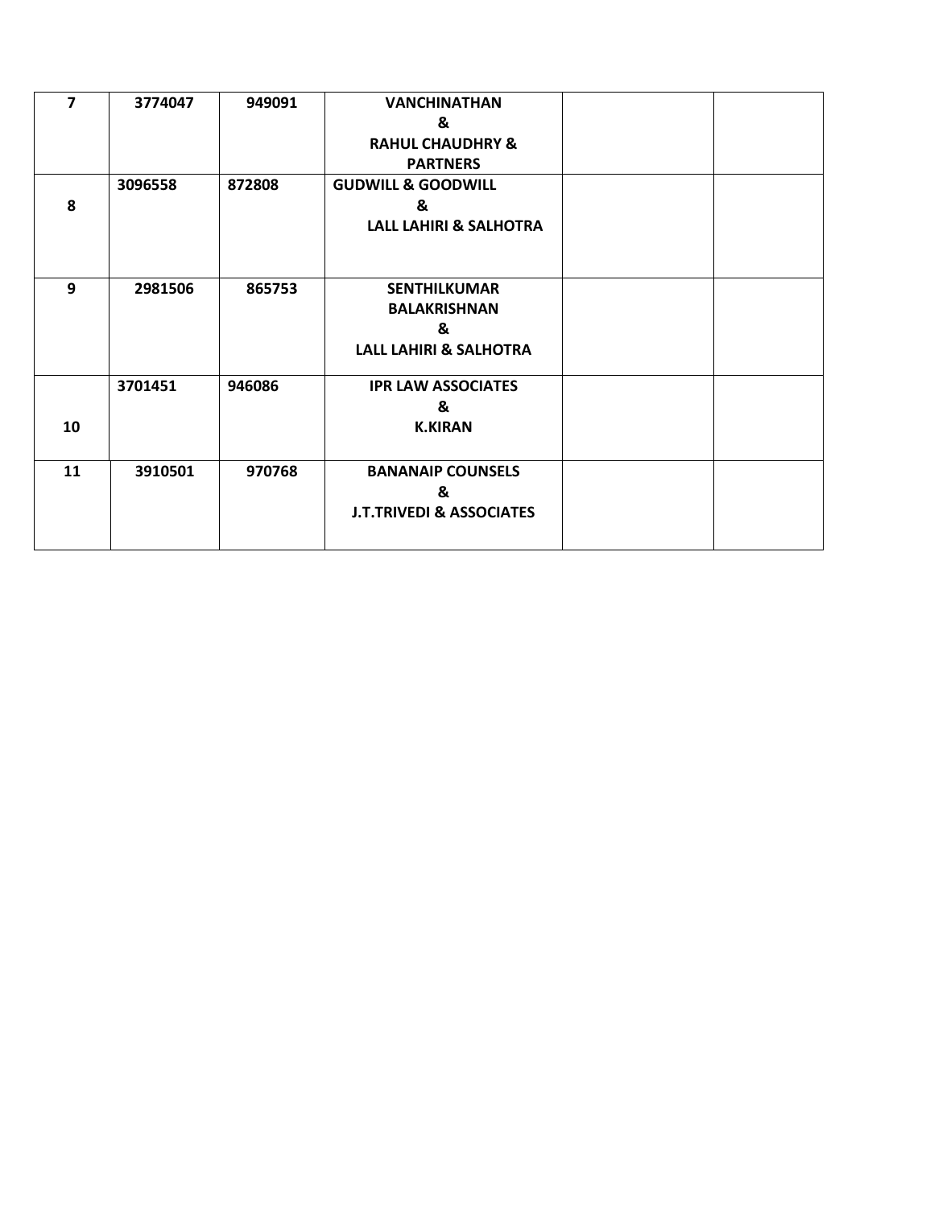| | | | | | |
|---|---|---|---|---|---|
| **7** | **3774047** | **949091** | **VANCHINATHAN & RAHUL CHAUDHRY & PARTNERS** | | |
| **8** | **3096558** | **872808** | **GUDWILL & GOODWILL & LALL LAHIRI & SALHOTRA** | | |
| **9** | **2981506** | **865753** | **SENTHILKUMAR BALAKRISHNAN & LALL LAHIRI & SALHOTRA** | | |
| **10** | **3701451** | **946086** | **IPR LAW ASSOCIATES & K.KIRAN** | | |
| **11** | **3910501** | **970768** | **BANANAIP COUNSELS & J.T.TRIVEDI & ASSOCIATES** | | |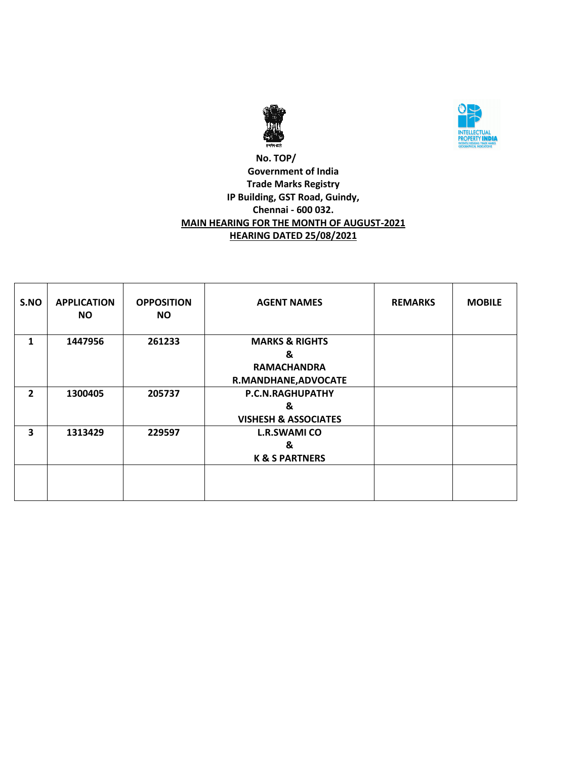No. TOP/
Government of India
Trade Marks Registry
IP Building, GST Road, Guindy,
Chennai - 600 032.

**MAIN HEARING FOR THE MONTH OF AUGUST-2021**

**HEARING DATED 25/08/2021**

| S.NO | APPLICATION NO | OPPOSITION NO | AGENT NAMES | REMARKS | MOBILE |
|---|---|---|---|---|---|
| 1 | 1447956 | 261233 | MARKS & RIGHTS & RAMACHANDRA R.MANDHANE,ADVOCATE | | |
| 2 | 1300405 | 205737 | P.C.N.RAGHUPATHY & VISHESH & ASSOCIATES | | |
| 3 | 1313429 | 229597 | L.R.SWAMI CO & K & S PARTNERS | | |
| | | | | | |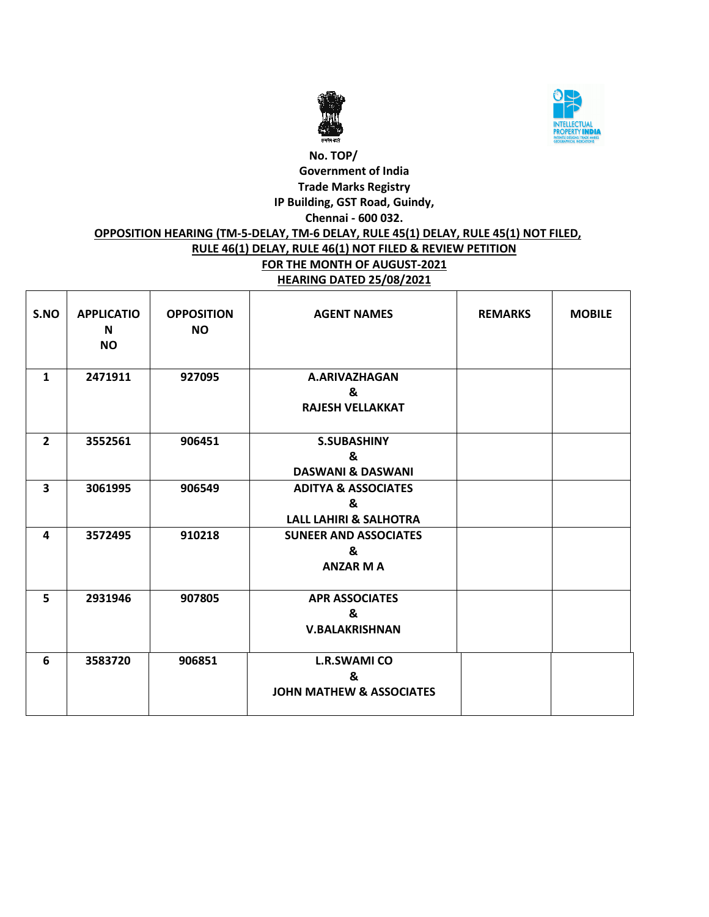No. TOP/

Government of India

Trade Marks Registry

IP Building, GST Road, Guindy,

Chennai - 600 032.

**OPPOSITION HEARING (TM-5-DELAY, TM-6 DELAY, RULE 45(1) DELAY, RULE 45(1) NOT FILED, RULE 46(1) DELAY, RULE 46(1) NOT FILED & REVIEW PETITION**

**FOR THE MONTH OF AUGUST-2021**

**HEARING DATED 25/08/2021**

| S.NO | APPLICATION NO | OPPOSITION NO | AGENT NAMES | REMARKS | MOBILE |
|---|---|---|---|---|---|
| 1 | 2471911 | 927095 | A.ARIVAZHAGAN & RAJESH VELLAKKAT | | |
| 2 | 3552561 | 906451 | S.SUBASHINY & DASWANI & DASWANI | | |
| 3 | 3061995 | 906549 | ADITYA & ASSOCIATES & LALL LAHIRI & SALHOTRA | | |
| 4 | 3572495 | 910218 | SUNEER AND ASSOCIATES & ANZAR M A | | |
| 5 | 2931946 | 907805 | APR ASSOCIATES & V.BALAKRISHNAN | | |
| 6 | 3583720 | 906851 | L.R.SWAMI CO & JOHN MATHEW & ASSOCIATES | | |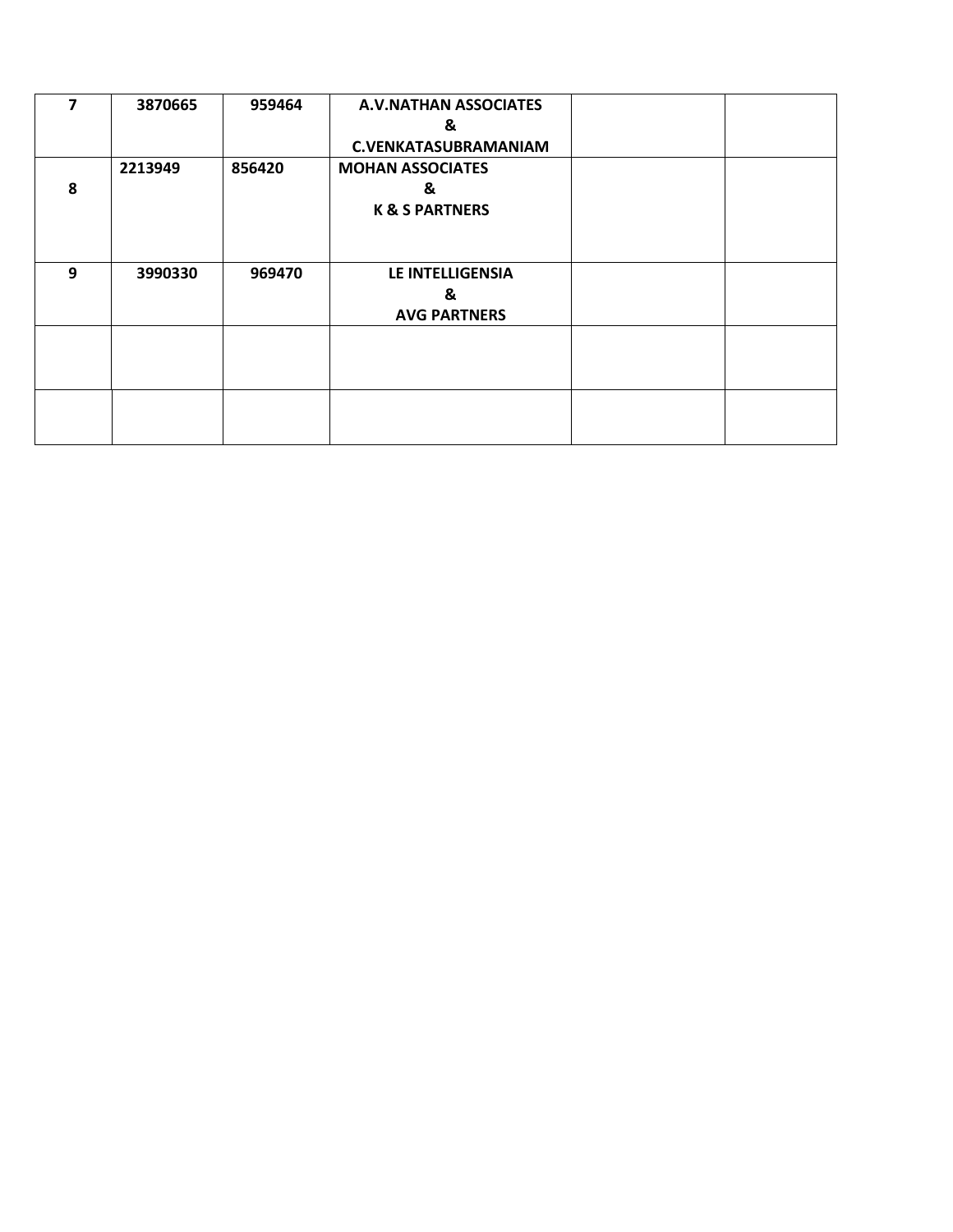| | | | | | |
|---|---|---|---|---|---|
| **7** | **3870665** | **959464** | **A.V.NATHAN ASSOCIATES & C.VENKATASUBRAMANIAM** | | |
| **8** | **2213949** | **856420** | **MOHAN ASSOCIATES & K & S PARTNERS** | | |
| **9** | **3990330** | **969470** | **LE INTELLIGENSIA & AVG PARTNERS** | | |
| | | | | | |
| | | | | | |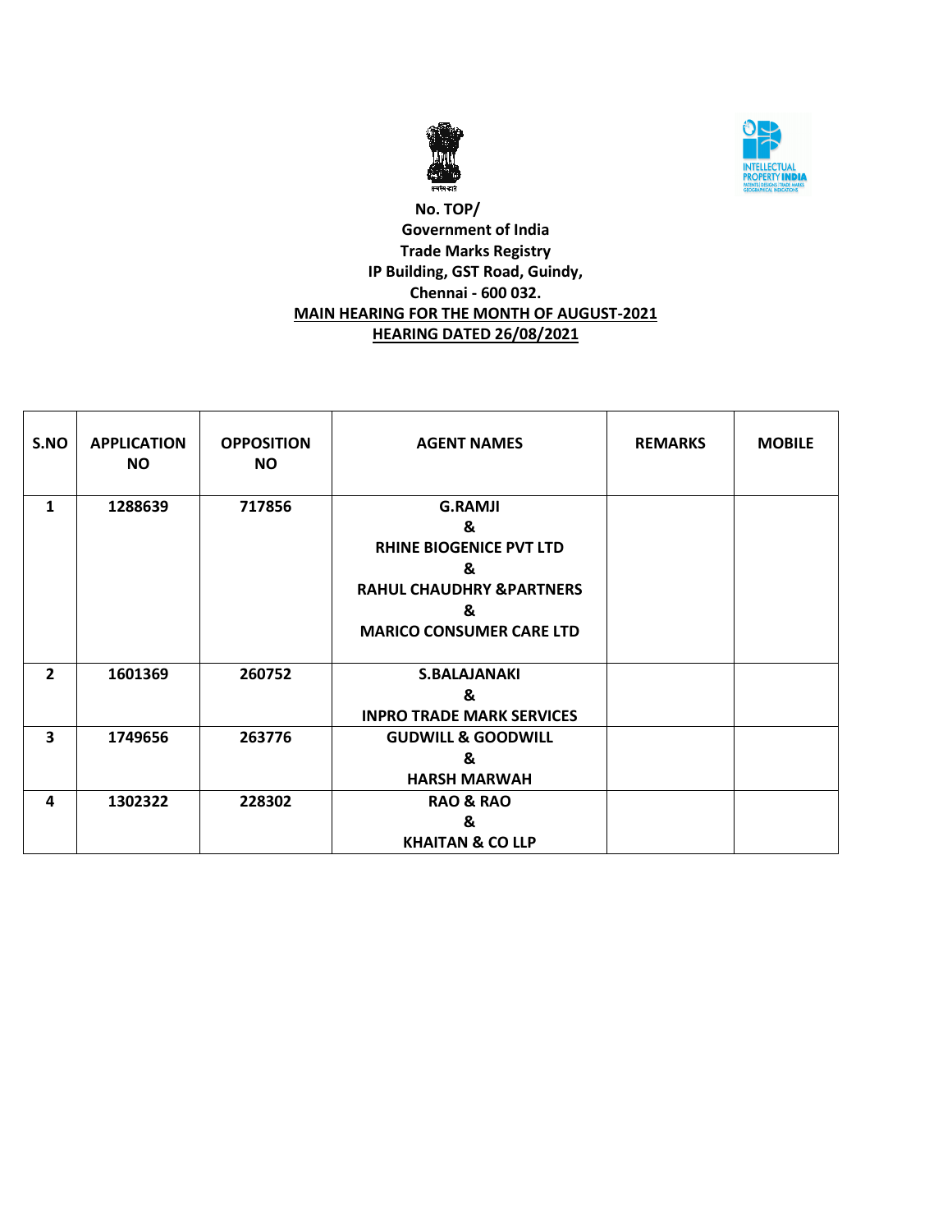**No. TOP/**

**Government of India**

**Trade Marks Registry**

**IP Building, GST Road, Guindy,**

**Chennai - 600 032.**

**MAIN HEARING FOR THE MONTH OF AUGUST-2021**

**HEARING DATED 26/08/2021**

| S.NO | APPLICATION NO | OPPOSITION NO | AGENT NAMES | REMARKS | MOBILE |
|---|---|---|---|---|---|
| 1 | 1288639 | 717856 | G.RAMJI & RHINE BIOGENICE PVT LTD & RAHUL CHAUDHRY &PARTNERS & MARICO CONSUMER CARE LTD | | |
| 2 | 1601369 | 260752 | S.BALAJANAKI & INPRO TRADE MARK SERVICES | | |
| 3 | 1749656 | 263776 | GUDWILL & GOODWILL & HARSH MARWAH | | |
| 4 | 1302322 | 228302 | RAO & RAO & KHAITAN & CO LLP | | |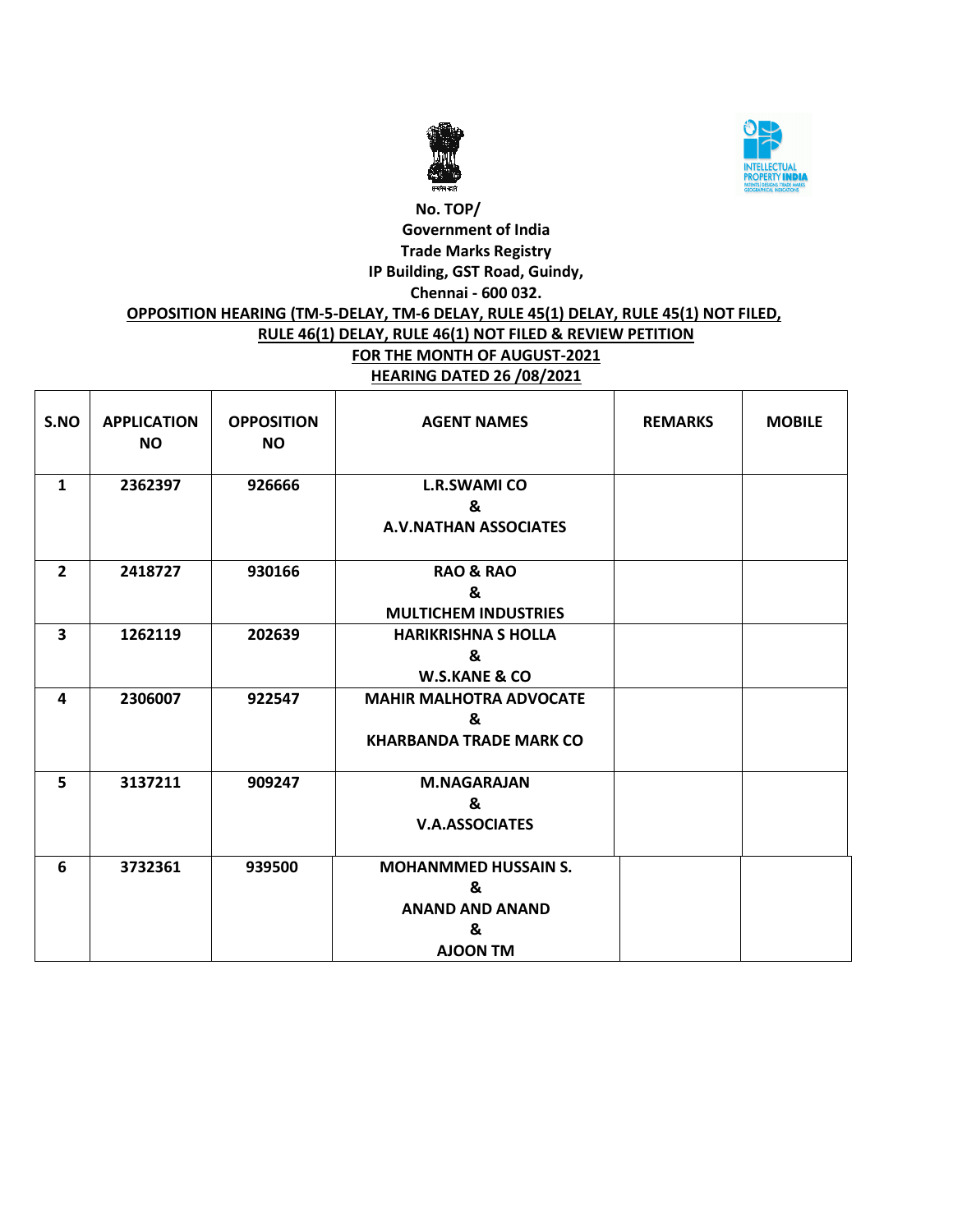**No. TOP/**

**Government of India**

**Trade Marks Registry**

**IP Building, GST Road, Guindy,**

**Chennai - 600 032.**

**OPPOSITION HEARING (TM-5-DELAY, TM-6 DELAY, RULE 45(1) DELAY, RULE 45(1) NOT FILED, RULE 46(1) DELAY, RULE 46(1) NOT FILED & REVIEW PETITION**

**FOR THE MONTH OF AUGUST-2021**

**HEARING DATED 26 /08/2021**

| S.NO | APPLICATION NO | OPPOSITION NO | AGENT NAMES | REMARKS | MOBILE |
|---|---|---|---|---|---|
| 1 | 2362397 | 926666 | L.R.SWAMI CO & A.V.NATHAN ASSOCIATES | | |
| 2 | 2418727 | 930166 | RAO & RAO & MULTICHEM INDUSTRIES | | |
| 3 | 1262119 | 202639 | HARIKRISHNA S HOLLA & W.S.KANE & CO | | |
| 4 | 2306007 | 922547 | MAHIR MALHOTRA ADVOCATE & KHARBANDA TRADE MARK CO | | |
| 5 | 3137211 | 909247 | M.NAGARAJAN & V.A.ASSOCIATES | | |
| 6 | 3732361 | 939500 | MOHANMMED HUSSAIN S. & ANAND AND ANAND & AJOON TM | | |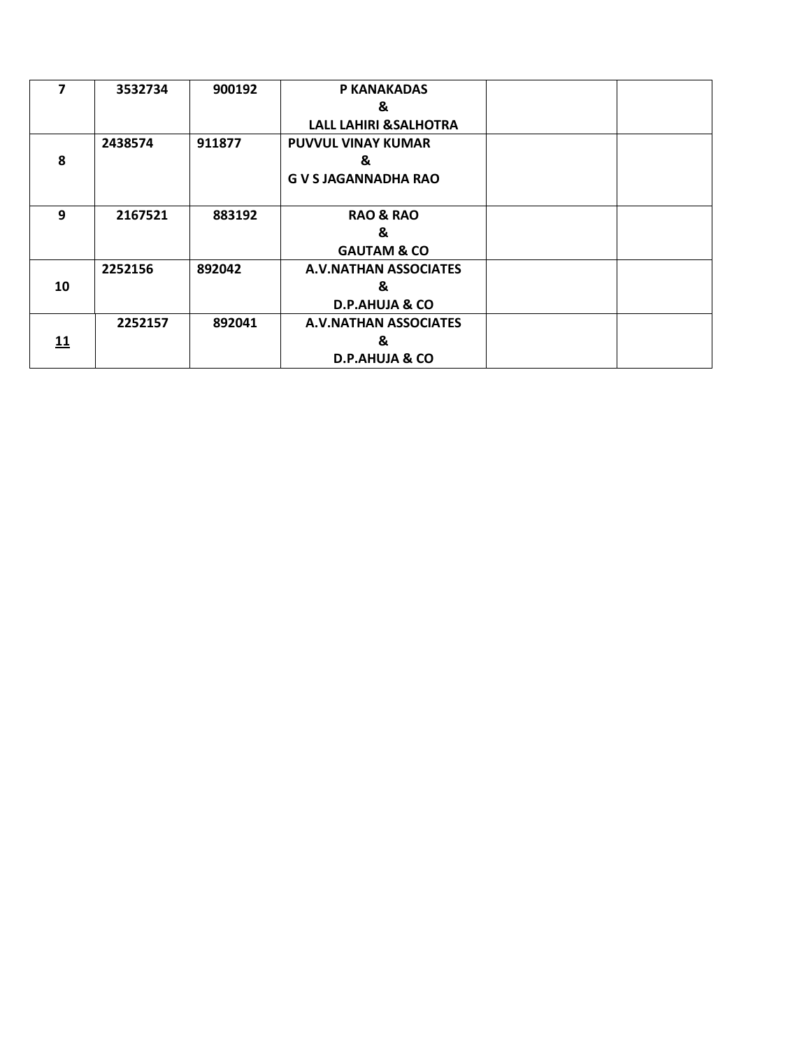| | | | | | |
|---|---|---|---|---|---|
| **7** | **3532734** | **900192** | **P KANAKADAS**<br>**&**<br>**LALL LAHIRI &SALHOTRA** | | |
| **8** | **2438574** | **911877** | **PUVVUL VINAY KUMAR**<br>**&**<br>**G V S JAGANNADHA RAO** | | |
| **9** | **2167521** | **883192** | **RAO & RAO**<br>**&**<br>**GAUTAM & CO** | | |
| **10** | **2252156** | **892042** | **A.V.NATHAN ASSOCIATES**<br>**&**<br>**D.P.AHUJA & CO** | | |
| **11** | **2252157** | **892041** | **A.V.NATHAN ASSOCIATES**<br>**&**<br>**D.P.AHUJA & CO** | | |